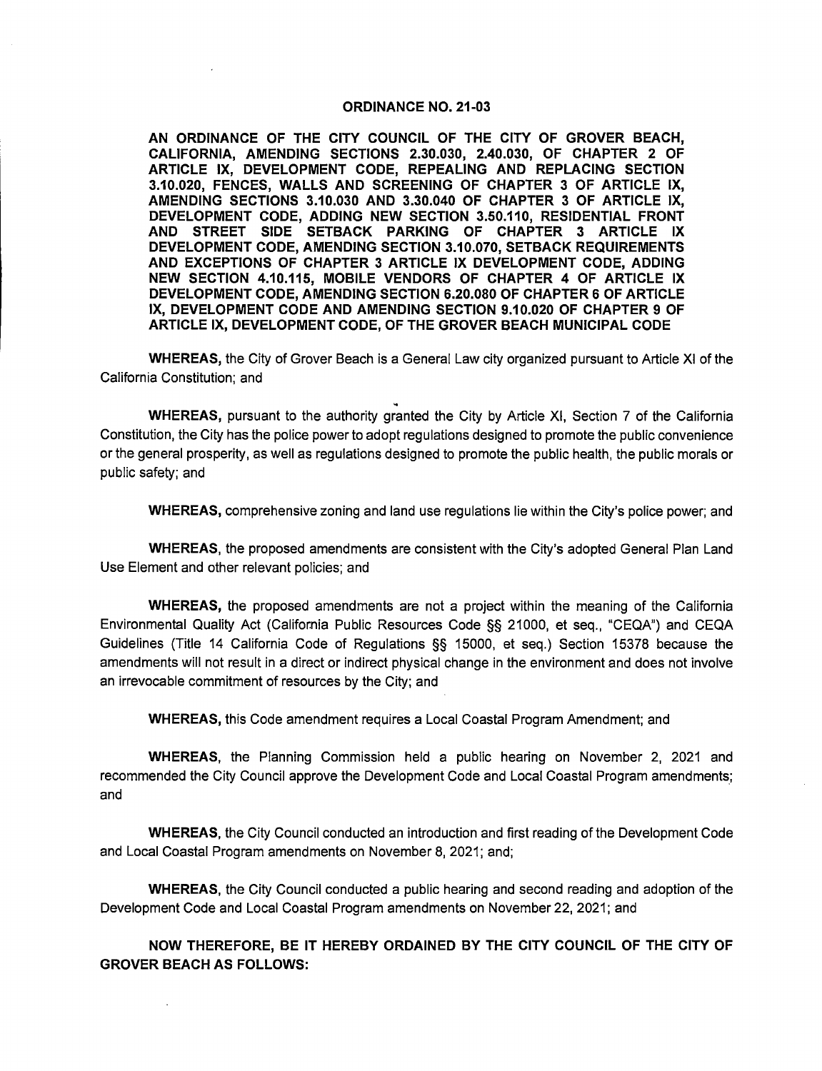# ORDINANCE NO. 21-03

**AN ORDINANCE OF THE CITY COUNCIL OF THE CITY OF GROVER BEACH, CALIFORNIA, AMENDING SECTIONS 2.30.030, 2.40.030, OF CHAPTER 2 OF ARTICLE IX, DEVELOPMENT CODE, REPEALING AND REPLACING SECTION 3.10.020, FENCES, WALLS AND SCREENING OF CHAPTER 3 OF ARTICLE IX, AMENDING SECTIONS 3.10.030 AND 3.30.040 OF CHAPTER 3 OF ARTICLE IX, DEVELOPMENT CODE, ADDING NEW SECTION 3.50.110, RESIDENTIAL FRONT AND STREET SIDE SETBACK PARKING OF CHAPTER 3 ARTICLE IX DEVELOPMENT CODE, AMENDING SECTION 3.10.070, SETBACK REQUIREMENTS AND EXCEPTIONS OF CHAPTER 3 ARTICLE IX DEVELOPMENT CODE, ADDING NEW SECTION 4.10.115, MOBILE VENDORS OF CHAPTER 4 OF ARTICLE IX DEVELOPMENT CODE, AMENDING SECTION 6.20.080 OF CHAPTER 6 OF ARTICLE IX, DEVELOPMENT CODE AND AMENDING SECTION 9.10.020 OF CHAPTER 9 OF ARTICLE IX, DEVELOPMENT CODE, OF THE GROVER BEACH MUNICIPAL CODE**

**WHEREAS,** the City of Grover Beach is a General Law city organized pursuant to Article XI of the California Constitution; and

**WHEREAS,** pursuant to the authority granted the City by Article XI, Section 7 of the California Constitution, the City has the police power to adopt regulations designed to promote the public convenience or the general prosperity, as well as regulations designed to promote the public health, the public morals or public safety; and

**WHEREAS,** comprehensive zoning and land use regulations lie within the City's police power; and

**WHEREAS,** the proposed amendments are consistent with the City's adopted General Plan Land Use Element and other relevant policies; and

**WHEREAS,** the proposed amendments are not a project within the meaning of the California Environmental Quality Act (California Public Resources Code §§ 21000, et seq., "CEQA") and CEQA Guidelines (Title 14 California Code of Regulations §§ 15000, et seq.) Section 15378 because the amendments will not result in a direct or indirect physical change in the environment and does not involve an irrevocable commitment of resources by the City; and

**WHEREAS,** this Code amendment requires a Local Coastal Program Amendment; and

**WHEREAS,** the Planning Commission held a public hearing on November 2, 2021 and recommended the City Council approve the Development Code and Local Coastal Program amendments; and

**WHEREAS,** the City Council conducted an introduction and first reading of the Development Code and Local Coastal Program amendments on November 8, 2021; and;

**WHEREAS,** the City Council conducted a public hearing and second reading and adoption of the Development Code and Local Coastal Program amendments on November 22, 2021; and

**NOW THEREFORE, BE IT HEREBY ORDAINED BY THE CITY COUNCIL OF THE CITY OF GROVER BEACH AS FOLLOWS:**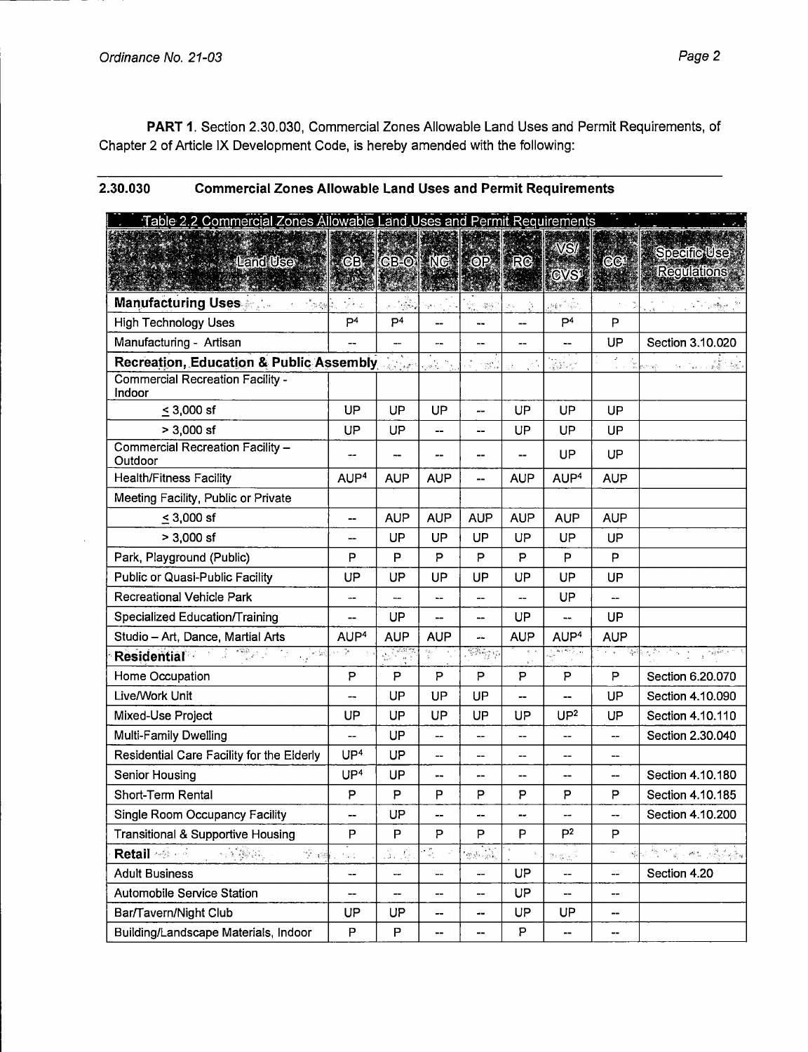**PART 1.** Section 2.30.030, Commercial Zones Allowable Land Uses and Permit Requirements, of Chapter 2 of Article IX Development Code, is hereby amended with the following:

## 2.30.030 Commercial Zones Allowable Land Uses and Permit Requirements

| Table 2.2 Commercial Zones Allowable Land Uses and Permit Requirements | | | | | | | | |
|---|---|---|---|---|---|---|---|---|
| Land Use | CB | CB-O | NC | OP | RC | VS/ CVS[1] | CC[1] | Specific Use Regulations |
| **Manufacturing Uses** | | | | | | | | |
| High Technology Uses | P[4] | P[4] | -- | -- | -- | P[4] | P | |
| Manufacturing - Artisan | -- | -- | -- | -- | -- | -- | UP | Section 3.10.020 |
| **Recreation, Education & Public Assembly** | | | | | | | | |
| Commercial Recreation Facility - Indoor | | | | | | | | |
| ≤ 3,000 sf | UP | UP | UP | -- | UP | UP | UP | |
| > 3,000 sf | UP | UP | -- | -- | UP | UP | UP | |
| Commercial Recreation Facility – Outdoor | -- | -- | -- | -- | -- | UP | UP | |
| Health/Fitness Facility | AUP[4] | AUP | AUP | -- | AUP | AUP[4] | AUP | |
| Meeting Facility, Public or Private | | | | | | | | |
| ≤ 3,000 sf | -- | AUP | AUP | AUP | AUP | AUP | AUP | |
| > 3,000 sf | -- | UP | UP | UP | UP | UP | UP | |
| Park, Playground (Public) | P | P | P | P | P | P | P | |
| Public or Quasi-Public Facility | UP | UP | UP | UP | UP | UP | UP | |
| Recreational Vehicle Park | -- | -- | -- | -- | -- | UP | -- | |
| Specialized Education/Training | -- | UP | -- | -- | UP | -- | UP | |
| Studio – Art, Dance, Martial Arts | AUP[4] | AUP | AUP | -- | AUP | AUP[4] | AUP | |
| **Residential** | | | | | | | | |
| Home Occupation | P | P | P | P | P | P | P | Section 6.20.070 |
| Live/Work Unit | -- | UP | UP | UP | -- | -- | UP | Section 4.10.090 |
| Mixed-Use Project | UP | UP | UP | UP | UP | UP[2] | UP | Section 4.10.110 |
| Multi-Family Dwelling | -- | UP | -- | -- | -- | -- | -- | Section 2.30.040 |
| Residential Care Facility for the Elderly | UP[4] | UP | -- | -- | -- | -- | -- | |
| Senior Housing | UP[4] | UP | -- | -- | -- | -- | -- | Section 4.10.180 |
| Short-Term Rental | P | P | P | P | P | P | P | Section 4.10.185 |
| Single Room Occupancy Facility | -- | UP | -- | -- | -- | -- | -- | Section 4.10.200 |
| Transitional & Supportive Housing | P | P | P | P | P | P[2] | P | |
| **Retail** | | | | | | | | |
| Adult Business | -- | -- | -- | -- | UP | -- | -- | Section 4.20 |
| Automobile Service Station | -- | -- | -- | -- | UP | -- | -- | |
| Bar/Tavern/Night Club | UP | UP | -- | -- | UP | UP | -- | |
| Building/Landscape Materials, Indoor | P | P | -- | -- | P | -- | -- | |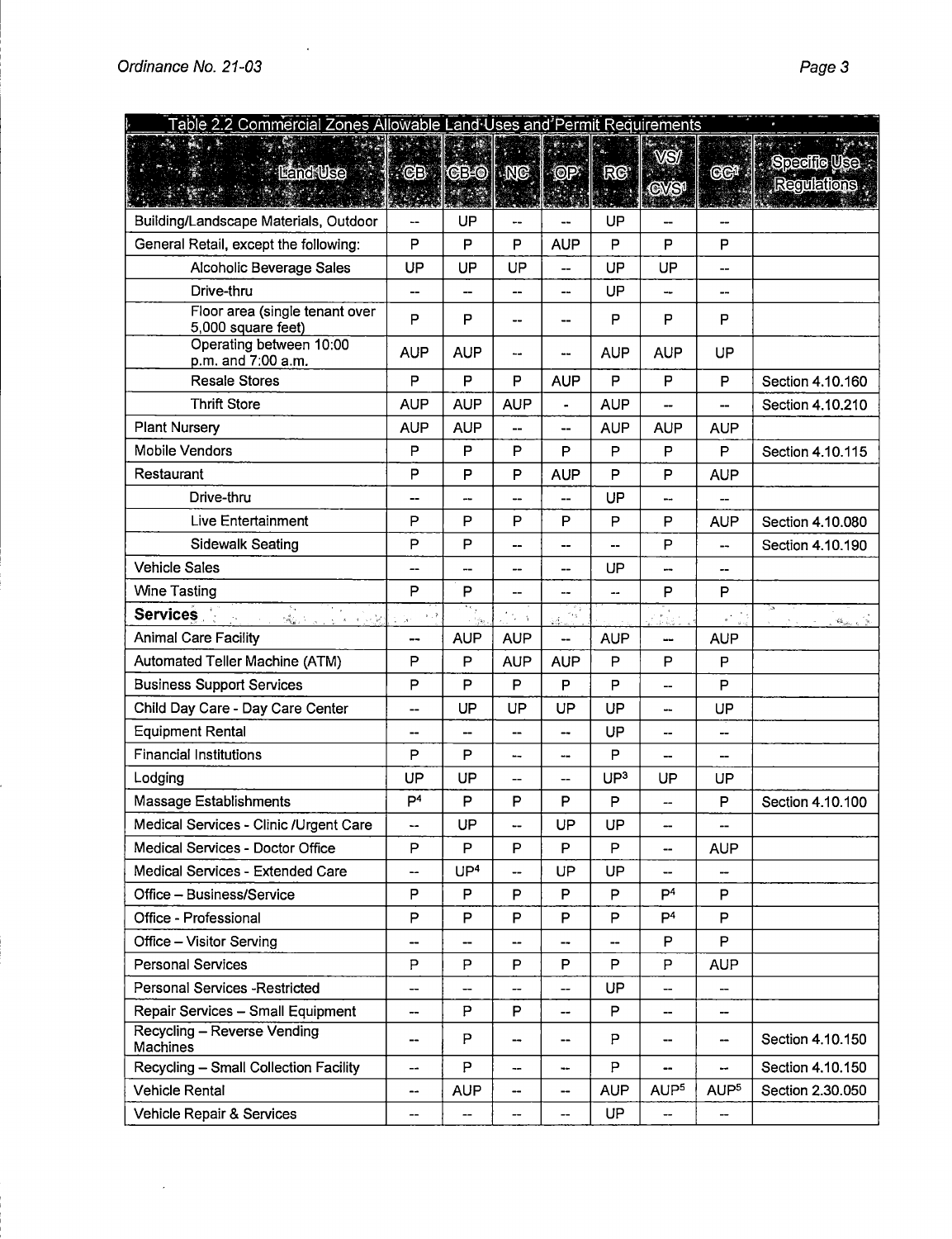| Table 2.2 Commercial Zones Allowable Land Uses and Permit Requirements | | | | | | | | |
|---|---|---|---|---|---|---|---|---|
| Land Use | CB | CB-O | NC | OP | RC | VS/ CVS[1] | CC[1] | Specific Use Regulations |
| Building/Landscape Materials, Outdoor | -- | UP | -- | -- | UP | -- | -- | |
| General Retail, except the following: | P | P | P | AUP | P | P | P | |
| Alcoholic Beverage Sales | UP | UP | UP | -- | UP | UP | -- | |
| Drive-thru | -- | -- | -- | -- | UP | -- | -- | |
| Floor area (single tenant over 5,000 square feet) | P | P | -- | -- | P | P | P | |
| Operating between 10:00 p.m. and 7:00 a.m. | AUP | AUP | -- | -- | AUP | AUP | UP | |
| Resale Stores | P | P | P | AUP | P | P | P | Section 4.10.160 |
| Thrift Store | AUP | AUP | AUP | - | AUP | -- | -- | Section 4.10.210 |
| Plant Nursery | AUP | AUP | -- | -- | AUP | AUP | AUP | |
| Mobile Vendors | P | P | P | P | P | P | P | Section 4.10.115 |
| Restaurant | P | P | P | AUP | P | P | AUP | |
| Drive-thru | -- | -- | -- | -- | UP | -- | -- | |
| Live Entertainment | P | P | P | P | P | P | AUP | Section 4.10.080 |
| Sidewalk Seating | P | P | -- | -- | -- | P | -- | Section 4.10.190 |
| Vehicle Sales | -- | -- | -- | -- | UP | -- | -- | |
| Wine Tasting | P | P | -- | -- | -- | P | P | |
| **Services** | | | | | | | | |
| Animal Care Facility | -- | AUP | AUP | -- | AUP | -- | AUP | |
| Automated Teller Machine (ATM) | P | P | AUP | AUP | P | P | P | |
| Business Support Services | P | P | P | P | P | -- | P | |
| Child Day Care - Day Care Center | -- | UP | UP | UP | UP | -- | UP | |
| Equipment Rental | -- | -- | -- | -- | UP | -- | -- | |
| Financial Institutions | P | P | -- | -- | P | -- | -- | |
| Lodging | UP | UP | -- | -- | UP[3] | UP | UP | |
| Massage Establishments | P[4] | P | P | P | P | -- | P | Section 4.10.100 |
| Medical Services - Clinic /Urgent Care | -- | UP | -- | UP | UP | -- | -- | |
| Medical Services - Doctor Office | P | P | P | P | P | -- | AUP | |
| Medical Services - Extended Care | -- | UP[4] | -- | UP | UP | -- | -- | |
| Office – Business/Service | P | P | P | P | P | P[4] | P | |
| Office - Professional | P | P | P | P | P | P[4] | P | |
| Office – Visitor Serving | -- | -- | -- | -- | -- | P | P | |
| Personal Services | P | P | P | P | P | P | AUP | |
| Personal Services -Restricted | -- | -- | -- | -- | UP | -- | -- | |
| Repair Services – Small Equipment | -- | P | P | -- | P | -- | -- | |
| Recycling – Reverse Vending Machines | -- | P | -- | -- | P | -- | -- | Section 4.10.150 |
| Recycling – Small Collection Facility | -- | P | -- | -- | P | -- | -- | Section 4.10.150 |
| Vehicle Rental | -- | AUP | -- | -- | AUP | AUP[5] | AUP[5] | Section 2.30.050 |
| Vehicle Repair & Services | -- | -- | -- | -- | UP | -- | -- | |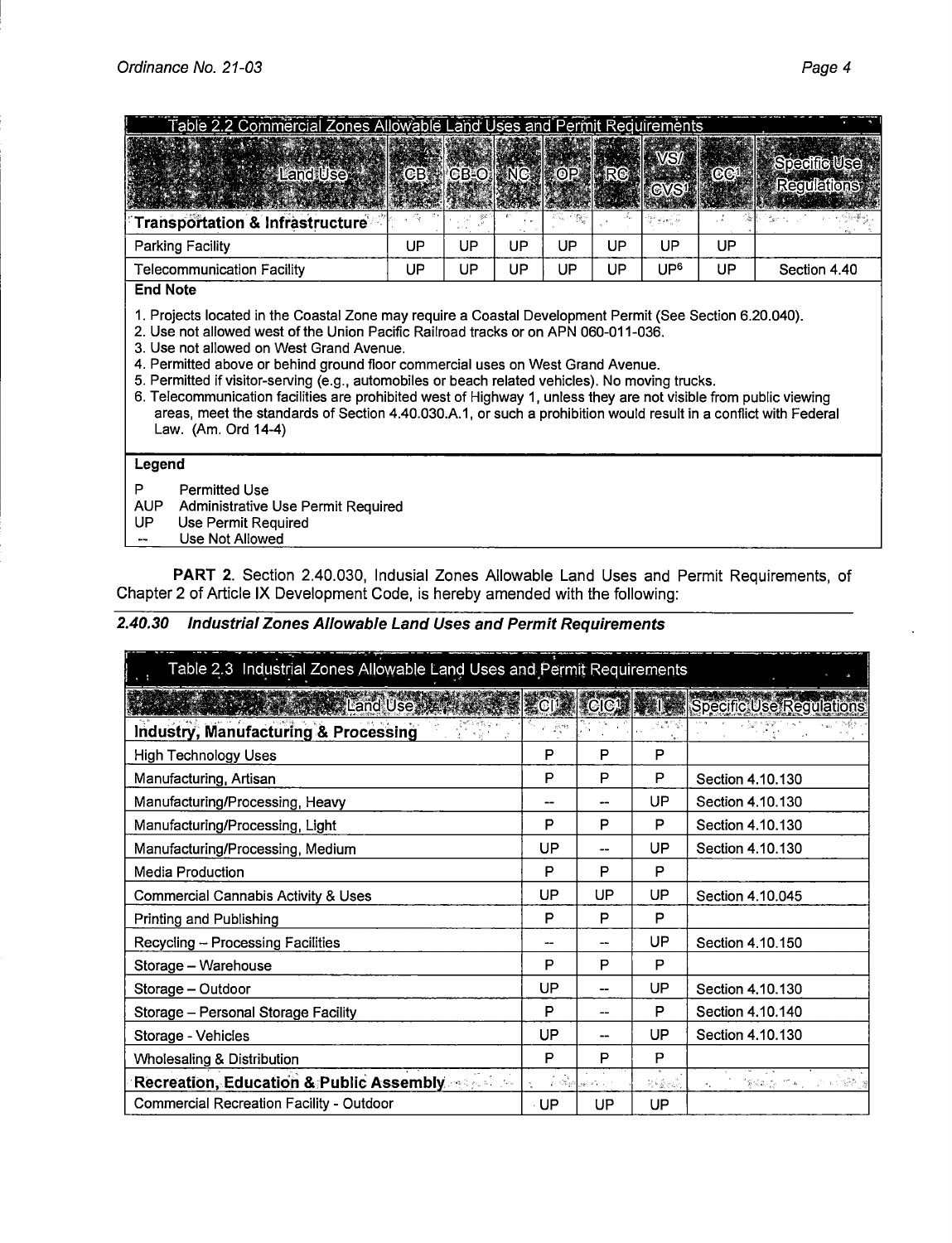| Table 2.2 Commercial Zones Allowable Land Uses and Permit Requirements | | | | | | | | |
|---|---|---|---|---|---|---|---|---|
| Land Use | CB | CB-O | NC | OP | RC | VS/ CVS[1] | CC[1] | Specific Use Regulations |
| **Transportation & Infrastructure** | | | | | | | | |
| Parking Facility | UP | UP | UP | UP | UP | UP | UP | |
| Telecommunication Facility | UP | UP | UP | UP | UP | UP[6] | UP | Section 4.40 |

**End Note**

1. Projects located in the Coastal Zone may require a Coastal Development Permit (See Section 6.20.040).
2. Use not allowed west of the Union Pacific Railroad tracks or on APN 060-011-036.
3. Use not allowed on West Grand Avenue.
4. Permitted above or behind ground floor commercial uses on West Grand Avenue.
5. Permitted if visitor-serving (e.g., automobiles or beach related vehicles). No moving trucks.
6. Telecommunication facilities are prohibited west of Highway 1, unless they are not visible from public viewing areas, meet the standards of Section 4.40.030.A.1, or such a prohibition would result in a conflict with Federal Law. (Am. Ord 14-4)

**Legend**

P Permitted Use
AUP Administrative Use Permit Required
UP Use Permit Required
-- Use Not Allowed

**PART 2**. Section 2.40.030, Indusial Zones Allowable Land Uses and Permit Requirements, of Chapter 2 of Article IX Development Code, is hereby amended with the following:

### *2.40.30 Industrial Zones Allowable Land Uses and Permit Requirements*

| Table 2.3 Industrial Zones Allowable Land Uses and Permit Requirements | | | | |
|---|---|---|---|---|
| Land Use | CI | CIC[1] | I | Specific Use Regulations |
| **Industry, Manufacturing & Processing** | | | | |
| High Technology Uses | P | P | P | |
| Manufacturing, Artisan | P | P | P | Section 4.10.130 |
| Manufacturing/Processing, Heavy | -- | -- | UP | Section 4.10.130 |
| Manufacturing/Processing, Light | P | P | P | Section 4.10.130 |
| Manufacturing/Processing, Medium | UP | -- | UP | Section 4.10.130 |
| Media Production | P | P | P | |
| Commercial Cannabis Activity & Uses | UP | UP | UP | Section 4.10.045 |
| Printing and Publishing | P | P | P | |
| Recycling -- Processing Facilities | -- | -- | UP | Section 4.10.150 |
| Storage -- Warehouse | P | P | P | |
| Storage -- Outdoor | UP | -- | UP | Section 4.10.130 |
| Storage -- Personal Storage Facility | P | -- | P | Section 4.10.140 |
| Storage - Vehicles | UP | -- | UP | Section 4.10.130 |
| Wholesaling & Distribution | P | P | P | |
| **Recreation, Education & Public Assembly** | | | | |
| Commercial Recreation Facility - Outdoor | UP | UP | UP | |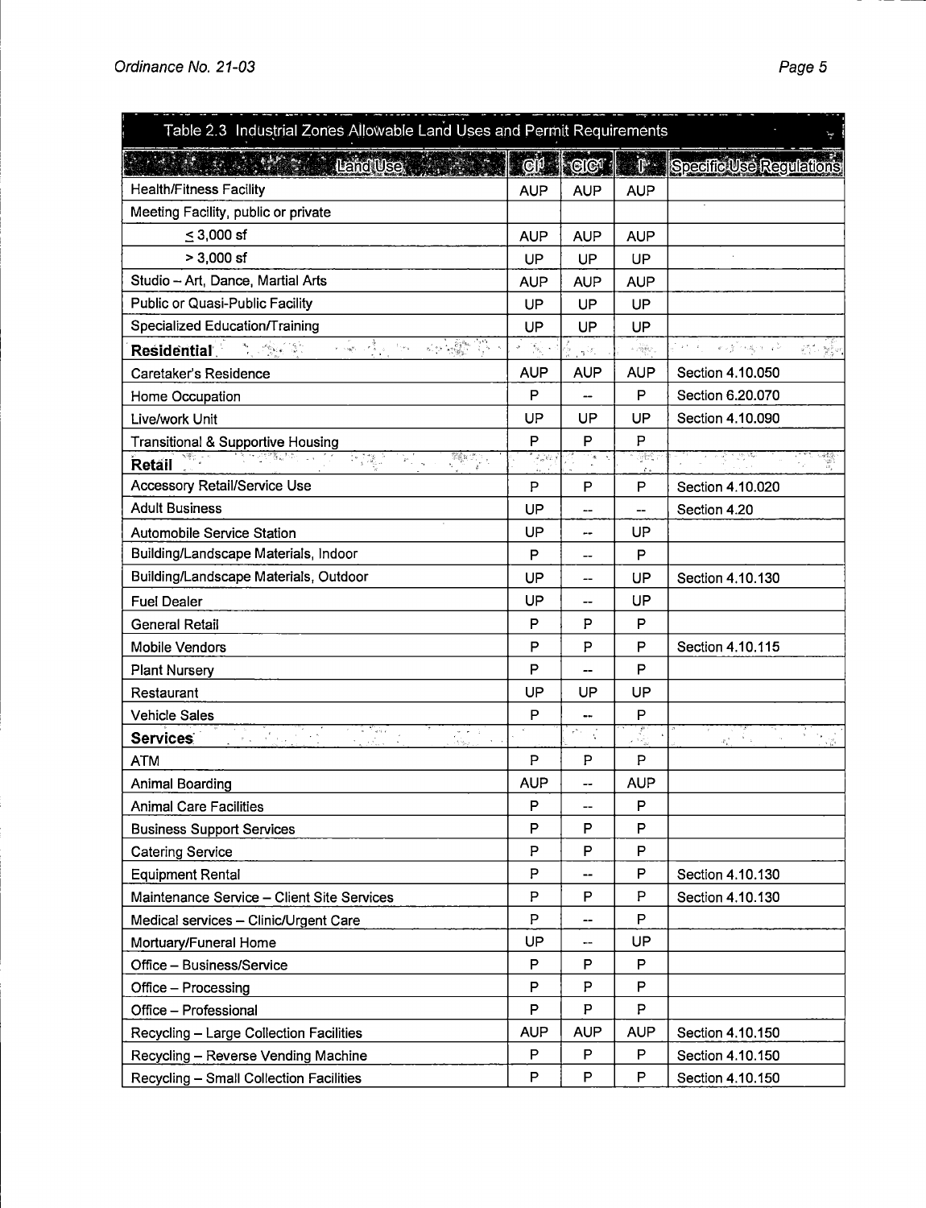| Table 2.3 Industrial Zones Allowable Land Uses and Permit Requirements | | | | |
|---|---|---|---|---|
| Land Use | CI | CIC | I | Specific Use Regulations |
| Health/Fitness Facility | AUP | AUP | AUP | |
| Meeting Facility, public or private | | | | |
| ≤ 3,000 sf | AUP | AUP | AUP | |
| > 3,000 sf | UP | UP | UP | |
| Studio – Art, Dance, Martial Arts | AUP | AUP | AUP | |
| Public or Quasi-Public Facility | UP | UP | UP | |
| Specialized Education/Training | UP | UP | UP | |
| **Residential** | | | | |
| Caretaker's Residence | AUP | AUP | AUP | Section 4.10.050 |
| Home Occupation | P | -- | P | Section 6.20.070 |
| Live/work Unit | UP | UP | UP | Section 4.10.090 |
| Transitional & Supportive Housing | P | P | P | |
| **Retail** | | | | |
| Accessory Retail/Service Use | P | P | P | Section 4.10.020 |
| Adult Business | UP | -- | -- | Section 4.20 |
| Automobile Service Station | UP | -- | UP | |
| Building/Landscape Materials, Indoor | P | -- | P | |
| Building/Landscape Materials, Outdoor | UP | -- | UP | Section 4.10.130 |
| Fuel Dealer | UP | -- | UP | |
| General Retail | P | P | P | |
| Mobile Vendors | P | P | P | Section 4.10.115 |
| Plant Nursery | P | -- | P | |
| Restaurant | UP | UP | UP | |
| Vehicle Sales | P | -- | P | |
| **Services** | | | | |
| ATM | P | P | P | |
| Animal Boarding | AUP | -- | AUP | |
| Animal Care Facilities | P | -- | P | |
| Business Support Services | P | P | P | |
| Catering Service | P | P | P | |
| Equipment Rental | P | -- | P | Section 4.10.130 |
| Maintenance Service – Client Site Services | P | P | P | Section 4.10.130 |
| Medical services – Clinic/Urgent Care | P | -- | P | |
| Mortuary/Funeral Home | UP | -- | UP | |
| Office – Business/Service | P | P | P | |
| Office – Processing | P | P | P | |
| Office – Professional | P | P | P | |
| Recycling – Large Collection Facilities | AUP | AUP | AUP | Section 4.10.150 |
| Recycling – Reverse Vending Machine | P | P | P | Section 4.10.150 |
| Recycling – Small Collection Facilities | P | P | P | Section 4.10.150 |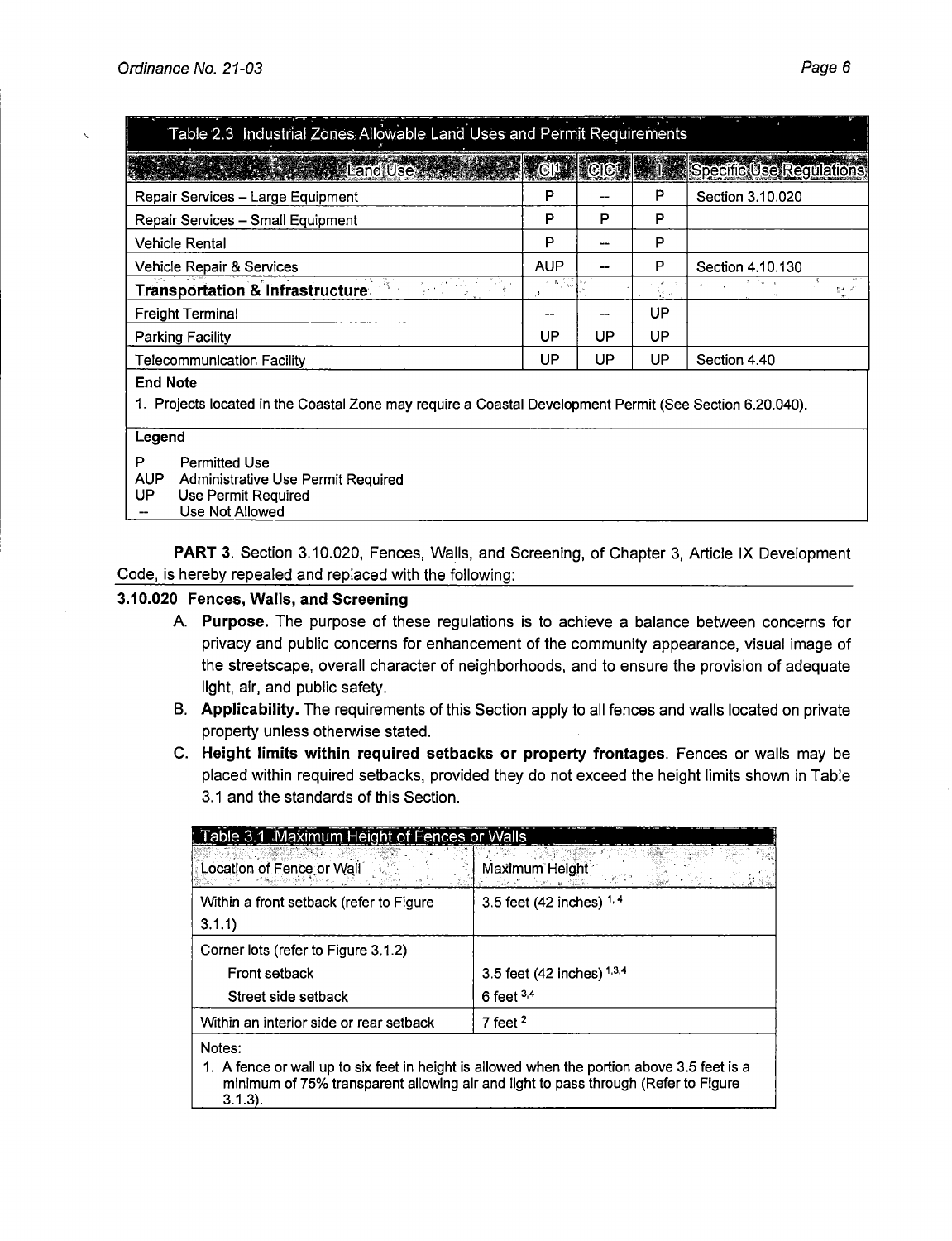| Table 2.3 Industrial Zones Allowable Land Uses and Permit Requirements | | | | |
|---|---|---|---|---|
| Land Use | CI[1] | CIC[1] | I | Specific Use Regulations |
| Repair Services – Large Equipment | P | -- | P | Section 3.10.020 |
| Repair Services – Small Equipment | P | P | P | |
| Vehicle Rental | P | -- | P | |
| Vehicle Repair & Services | AUP | -- | P | Section 4.10.130 |
| **Transportation & Infrastructure** | | | | |
| Freight Terminal | -- | -- | UP | |
| Parking Facility | UP | UP | UP | |
| Telecommunication Facility | UP | UP | UP | Section 4.40 |

**End Note**

1. Projects located in the Coastal Zone may require a Coastal Development Permit (See Section 6.20.040).

**Legend**

P Permitted Use
AUP Administrative Use Permit Required
UP Use Permit Required
-- Use Not Allowed

**PART 3**. Section 3.10.020, Fences, Walls, and Screening, of Chapter 3, Article IX Development Code, is hereby repealed and replaced with the following:

**3.10.020 Fences, Walls, and Screening**

A. **Purpose.** The purpose of these regulations is to achieve a balance between concerns for privacy and public concerns for enhancement of the community appearance, visual image of the streetscape, overall character of neighborhoods, and to ensure the provision of adequate light, air, and public safety.

B. **Applicability.** The requirements of this Section apply to all fences and walls located on private property unless otherwise stated.

C. **Height limits within required setbacks or property frontages**. Fences or walls may be placed within required setbacks, provided they do not exceed the height limits shown in Table 3.1 and the standards of this Section.

| Table 3.1 Maximum Height of Fences or Walls | |
|---|---|
| Location of Fence or Wall | Maximum Height |
| Within a front setback (refer to Figure 3.1.1) | 3.5 feet (42 inches) [1,4] |
| Corner lots (refer to Figure 3.1.2) | |
| Front setback | 3.5 feet (42 inches) [1,3,4] |
| Street side setback | 6 feet [3,4] |
| Within an interior side or rear setback | 7 feet [2] |

Notes:

1. A fence or wall up to six feet in height is allowed when the portion above 3.5 feet is a minimum of 75% transparent allowing air and light to pass through (Refer to Figure 3.1.3).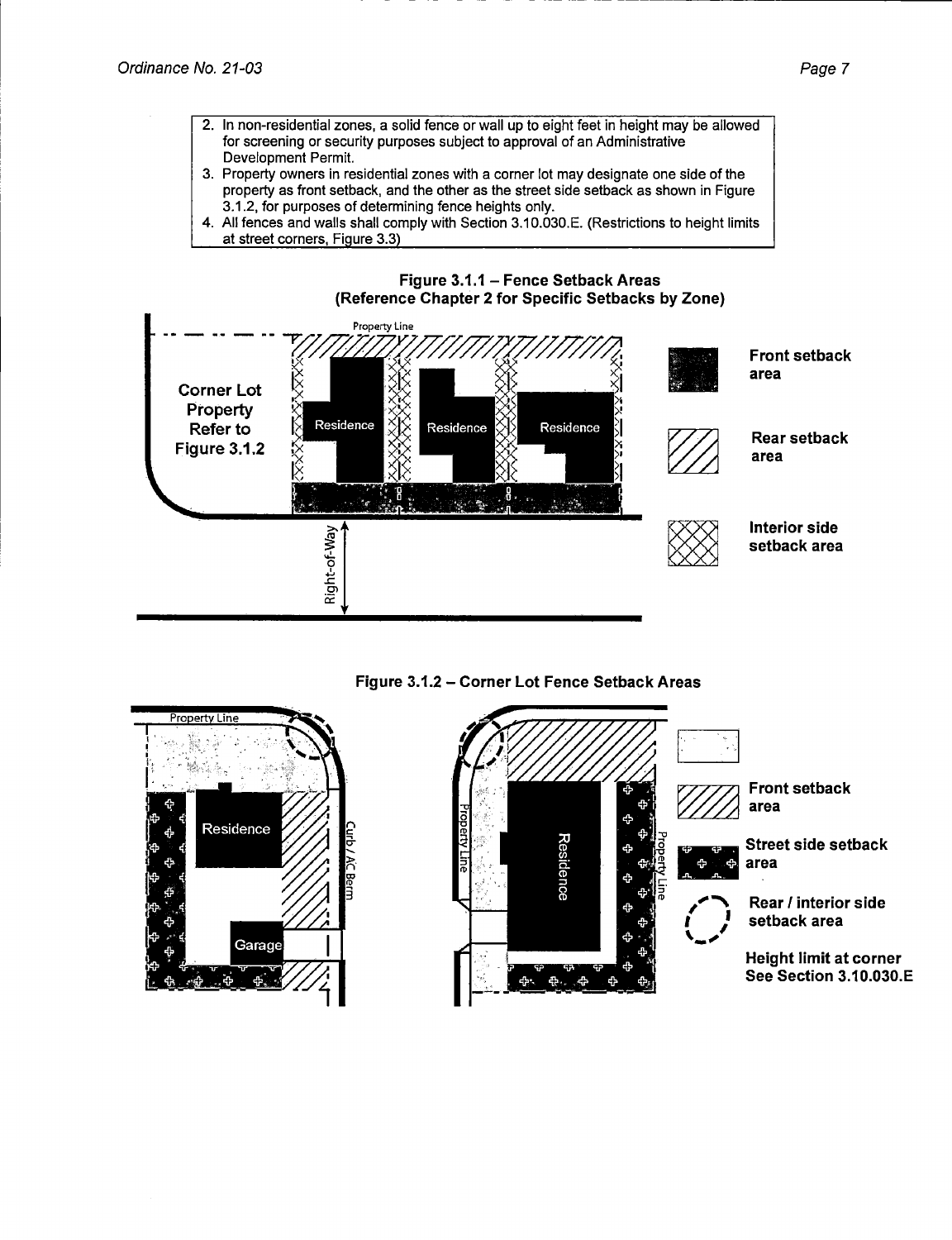2. In non-residential zones, a solid fence or wall up to eight feet in height may be allowed for screening or security purposes subject to approval of an Administrative Development Permit.
3. Property owners in residential zones with a corner lot may designate one side of the property as front setback, and the other as the street side setback as shown in Figure 3.1.2, for purposes of determining fence heights only.
4. All fences and walls shall comply with Section 3.10.030.E. (Restrictions to height limits at street corners, Figure 3.3)

**Figure 3.1.1 – Fence Setback Areas (Reference Chapter 2 for Specific Setbacks by Zone)**

Property Line

Corner Lot Property Refer to Figure 3.1.2

Residence

Residence

Residence

Right-of-Way

Front setback area

Rear setback area

Interior side setback area

**Figure 3.1.2 – Corner Lot Fence Setback Areas**

Property Line

Residence

Garage

Curb / AC Berm

Property Line

Residence

Property Line

Front setback area

Street side setback area

Rear / interior side setback area

Height limit at corner See Section 3.10.030.E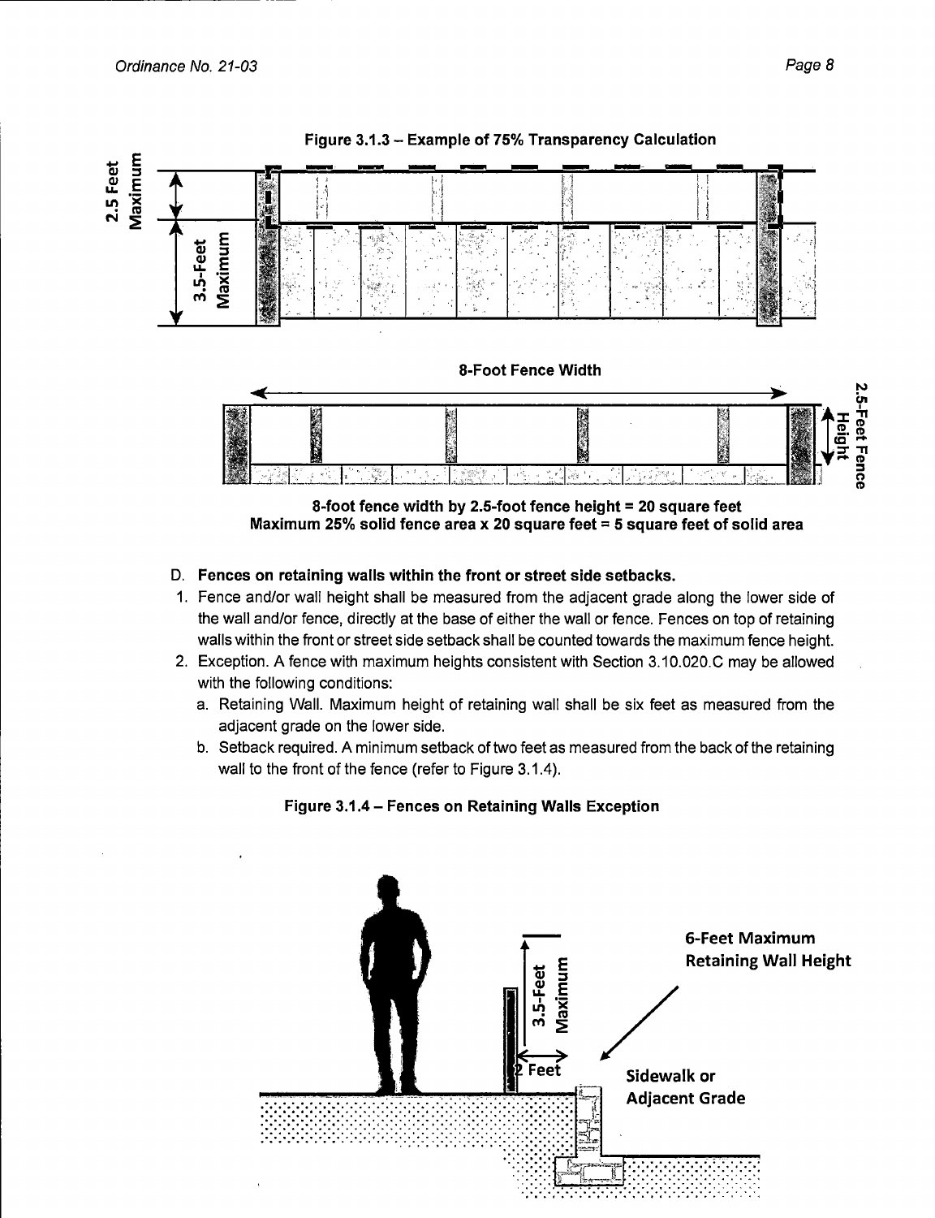**Figure 3.1.3 – Example of 75% Transparency Calculation**

2.5 Feet Maximum

3.5-Feet Maximum

8-Foot Fence Width

2.5-Feet Fence Height

**8-foot fence width by 2.5-foot fence height = 20 square feet**
**Maximum 25% solid fence area x 20 square feet = 5 square feet of solid area**

D. **Fences on retaining walls within the front or street side setbacks.**

1. Fence and/or wall height shall be measured from the adjacent grade along the lower side of the wall and/or fence, directly at the base of either the wall or fence. Fences on top of retaining walls within the front or street side setback shall be counted towards the maximum fence height.
2. Exception. A fence with maximum heights consistent with Section 3.10.020.C may be allowed with the following conditions:
   a. Retaining Wall. Maximum height of retaining wall shall be six feet as measured from the adjacent grade on the lower side.
   b. Setback required. A minimum setback of two feet as measured from the back of the retaining wall to the front of the fence (refer to Figure 3.1.4).

**Figure 3.1.4 – Fences on Retaining Walls Exception**

3.5-Feet Maximum

2 Feet

6-Feet Maximum Retaining Wall Height

Sidewalk or Adjacent Grade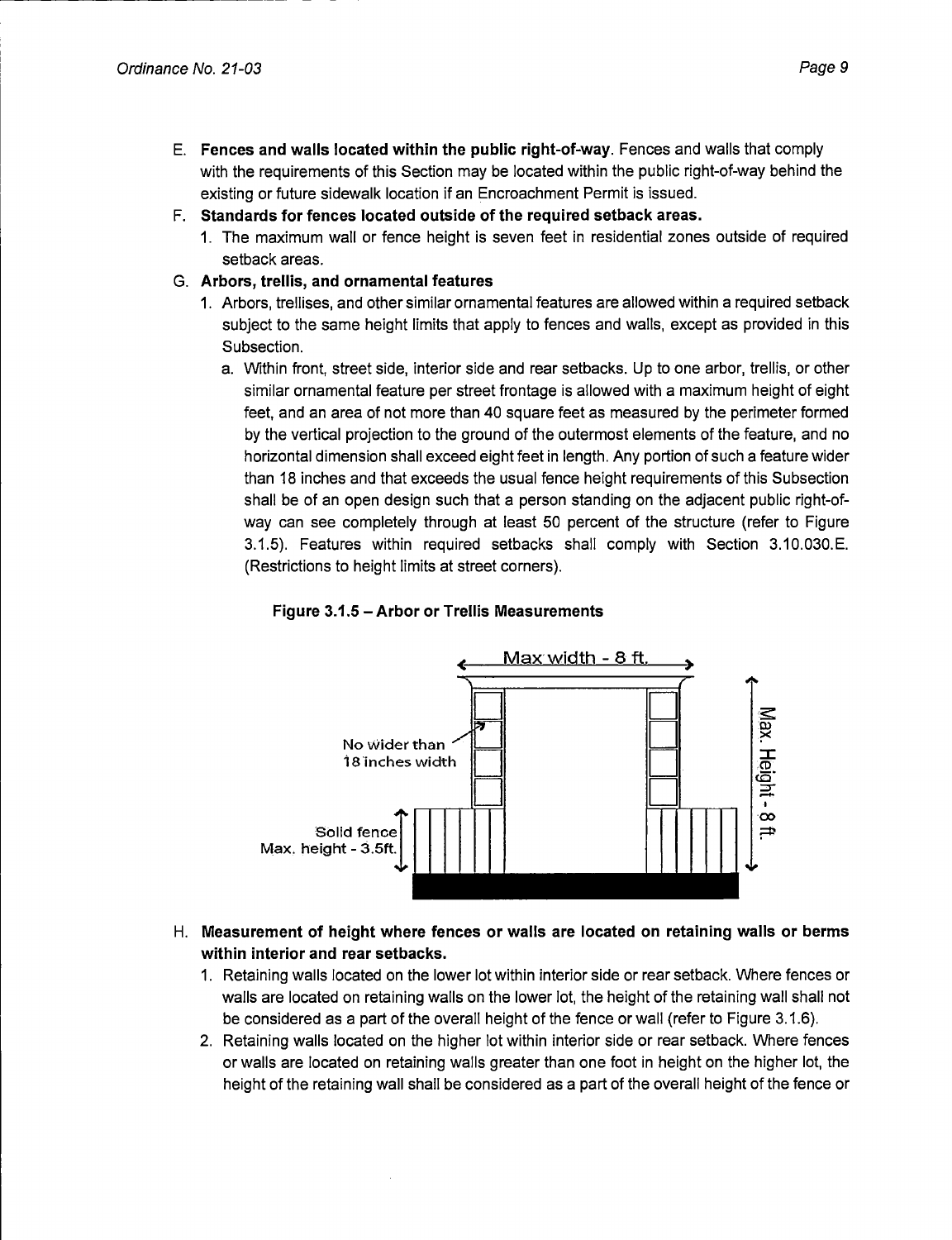E. **Fences and walls located within the public right-of-way**. Fences and walls that comply with the requirements of this Section may be located within the public right-of-way behind the existing or future sidewalk location if an Encroachment Permit is issued.

F. **Standards for fences located outside of the required setback areas.**

   1. The maximum wall or fence height is seven feet in residential zones outside of required setback areas.

G. **Arbors, trellis, and ornamental features**

   1. Arbors, trellises, and other similar ornamental features are allowed within a required setback subject to the same height limits that apply to fences and walls, except as provided in this Subsection.

      a. Within front, street side, interior side and rear setbacks. Up to one arbor, trellis, or other similar ornamental feature per street frontage is allowed with a maximum height of eight feet, and an area of not more than 40 square feet as measured by the perimeter formed by the vertical projection to the ground of the outermost elements of the feature, and no horizontal dimension shall exceed eight feet in length. Any portion of such a feature wider than 18 inches and that exceeds the usual fence height requirements of this Subsection shall be of an open design such that a person standing on the adjacent public right-of-way can see completely through at least 50 percent of the structure (refer to Figure 3.1.5). Features within required setbacks shall comply with Section 3.10.030.E. (Restrictions to height limits at street corners).

**Figure 3.1.5 – Arbor or Trellis Measurements**

Max width - 8 ft.

No wider than 18 inches width

Solid fence Max. height - 3.5ft.

Max. Height - 8 ft.

H. **Measurement of height where fences or walls are located on retaining walls or berms within interior and rear setbacks.**

   1. Retaining walls located on the lower lot within interior side or rear setback. Where fences or walls are located on retaining walls on the lower lot, the height of the retaining wall shall not be considered as a part of the overall height of the fence or wall (refer to Figure 3.1.6).

   2. Retaining walls located on the higher lot within interior side or rear setback. Where fences or walls are located on retaining walls greater than one foot in height on the higher lot, the height of the retaining wall shall be considered as a part of the overall height of the fence or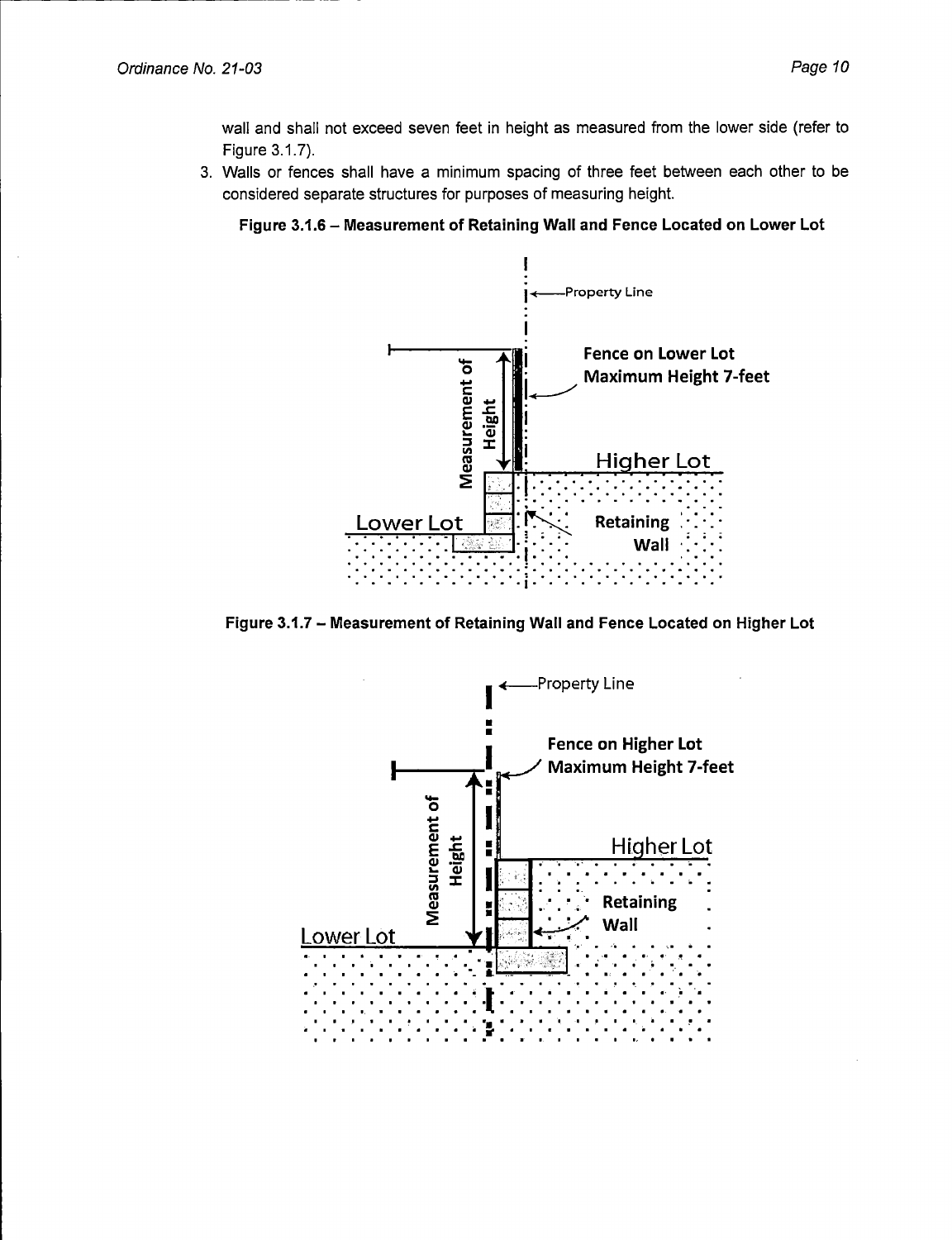wall and shall not exceed seven feet in height as measured from the lower side (refer to Figure 3.1.7).

3. Walls or fences shall have a minimum spacing of three feet between each other to be considered separate structures for purposes of measuring height.

**Figure 3.1.6 – Measurement of Retaining Wall and Fence Located on Lower Lot**

Property Line

Fence on Lower Lot
Maximum Height 7-feet

Measurement of Height

Higher Lot

Lower Lot

Retaining Wall

**Figure 3.1.7 – Measurement of Retaining Wall and Fence Located on Higher Lot**

Property Line

Fence on Higher Lot
Maximum Height 7-feet

Measurement of Height

Higher Lot

Retaining Wall

Lower Lot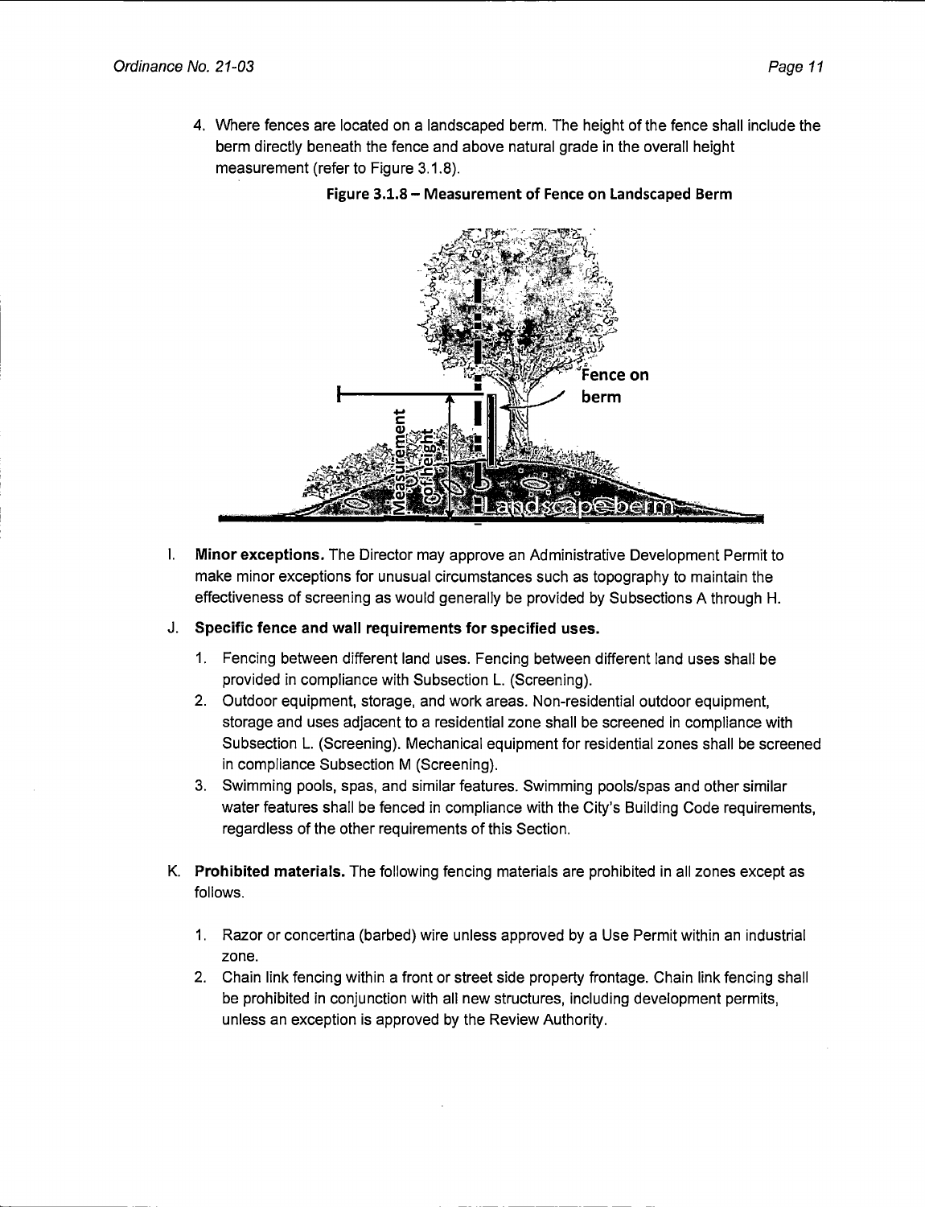4. Where fences are located on a landscaped berm. The height of the fence shall include the berm directly beneath the fence and above natural grade in the overall height measurement (refer to Figure 3.1.8).

**Figure 3.1.8 – Measurement of Fence on Landscaped Berm**

Fence on berm

Measurement of height

Landscape berm

I. **Minor exceptions.** The Director may approve an Administrative Development Permit to make minor exceptions for unusual circumstances such as topography to maintain the effectiveness of screening as would generally be provided by Subsections A through H.

J. **Specific fence and wall requirements for specified uses.**

   1. Fencing between different land uses. Fencing between different land uses shall be provided in compliance with Subsection L. (Screening).
   2. Outdoor equipment, storage, and work areas. Non-residential outdoor equipment, storage and uses adjacent to a residential zone shall be screened in compliance with Subsection L. (Screening). Mechanical equipment for residential zones shall be screened in compliance Subsection M (Screening).
   3. Swimming pools, spas, and similar features. Swimming pools/spas and other similar water features shall be fenced in compliance with the City's Building Code requirements, regardless of the other requirements of this Section.

K. **Prohibited materials.** The following fencing materials are prohibited in all zones except as follows.

   1. Razor or concertina (barbed) wire unless approved by a Use Permit within an industrial zone.
   2. Chain link fencing within a front or street side property frontage. Chain link fencing shall be prohibited in conjunction with all new structures, including development permits, unless an exception is approved by the Review Authority.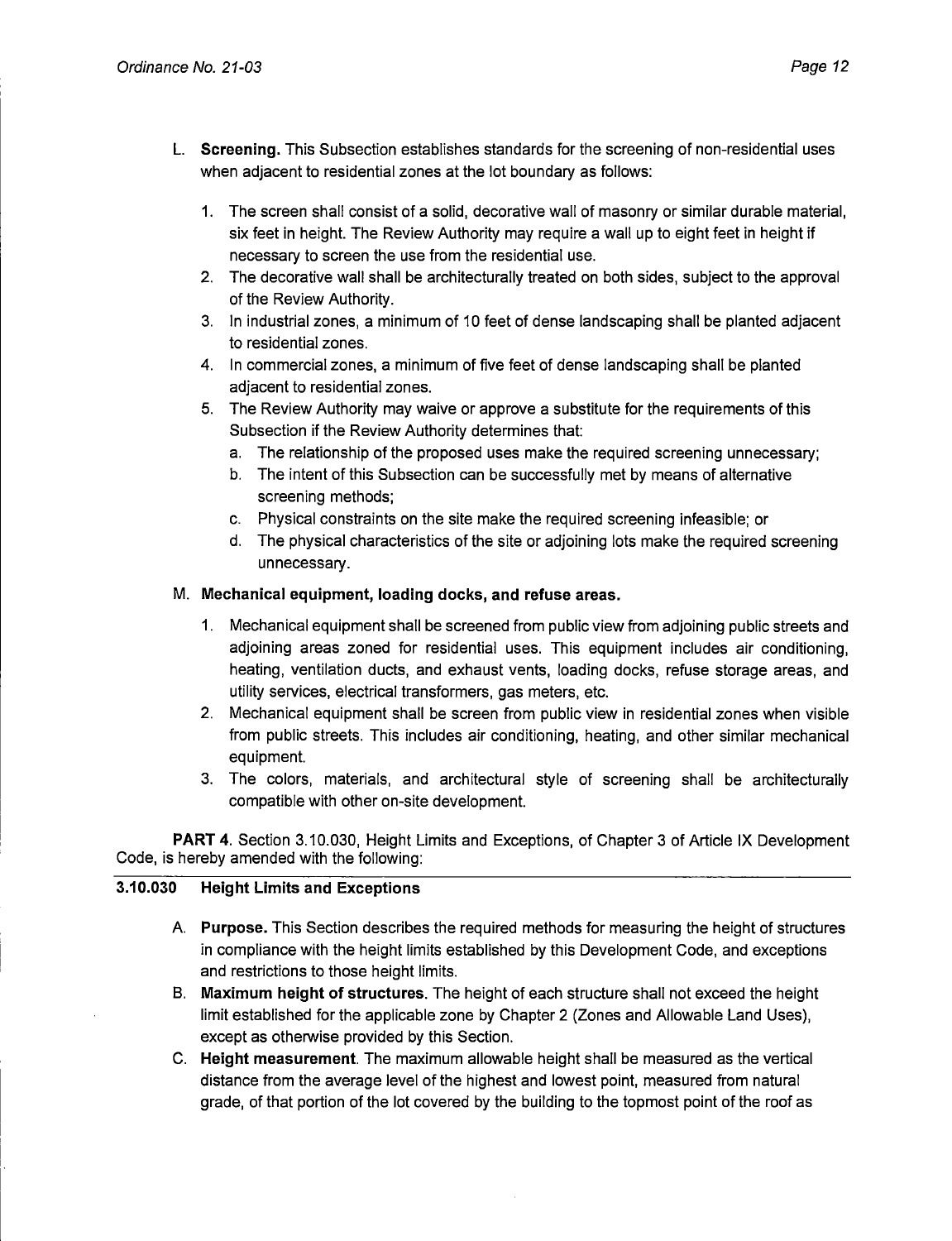L. **Screening.** This Subsection establishes standards for the screening of non-residential uses when adjacent to residential zones at the lot boundary as follows:

   1. The screen shall consist of a solid, decorative wall of masonry or similar durable material, six feet in height. The Review Authority may require a wall up to eight feet in height if necessary to screen the use from the residential use.
   2. The decorative wall shall be architecturally treated on both sides, subject to the approval of the Review Authority.
   3. In industrial zones, a minimum of 10 feet of dense landscaping shall be planted adjacent to residential zones.
   4. In commercial zones, a minimum of five feet of dense landscaping shall be planted adjacent to residential zones.
   5. The Review Authority may waive or approve a substitute for the requirements of this Subsection if the Review Authority determines that:
      a. The relationship of the proposed uses make the required screening unnecessary;
      b. The intent of this Subsection can be successfully met by means of alternative screening methods;
      c. Physical constraints on the site make the required screening infeasible; or
      d. The physical characteristics of the site or adjoining lots make the required screening unnecessary.

M. **Mechanical equipment, loading docks, and refuse areas.**

   1. Mechanical equipment shall be screened from public view from adjoining public streets and adjoining areas zoned for residential uses. This equipment includes air conditioning, heating, ventilation ducts, and exhaust vents, loading docks, refuse storage areas, and utility services, electrical transformers, gas meters, etc.
   2. Mechanical equipment shall be screen from public view in residential zones when visible from public streets. This includes air conditioning, heating, and other similar mechanical equipment.
   3. The colors, materials, and architectural style of screening shall be architecturally compatible with other on-site development.

**PART 4**. Section 3.10.030, Height Limits and Exceptions, of Chapter 3 of Article IX Development Code, is hereby amended with the following:

**3.10.030 Height Limits and Exceptions**

A. **Purpose.** This Section describes the required methods for measuring the height of structures in compliance with the height limits established by this Development Code, and exceptions and restrictions to those height limits.

B. **Maximum height of structures**. The height of each structure shall not exceed the height limit established for the applicable zone by Chapter 2 (Zones and Allowable Land Uses), except as otherwise provided by this Section.

C. **Height measurement**. The maximum allowable height shall be measured as the vertical distance from the average level of the highest and lowest point, measured from natural grade, of that portion of the lot covered by the building to the topmost point of the roof as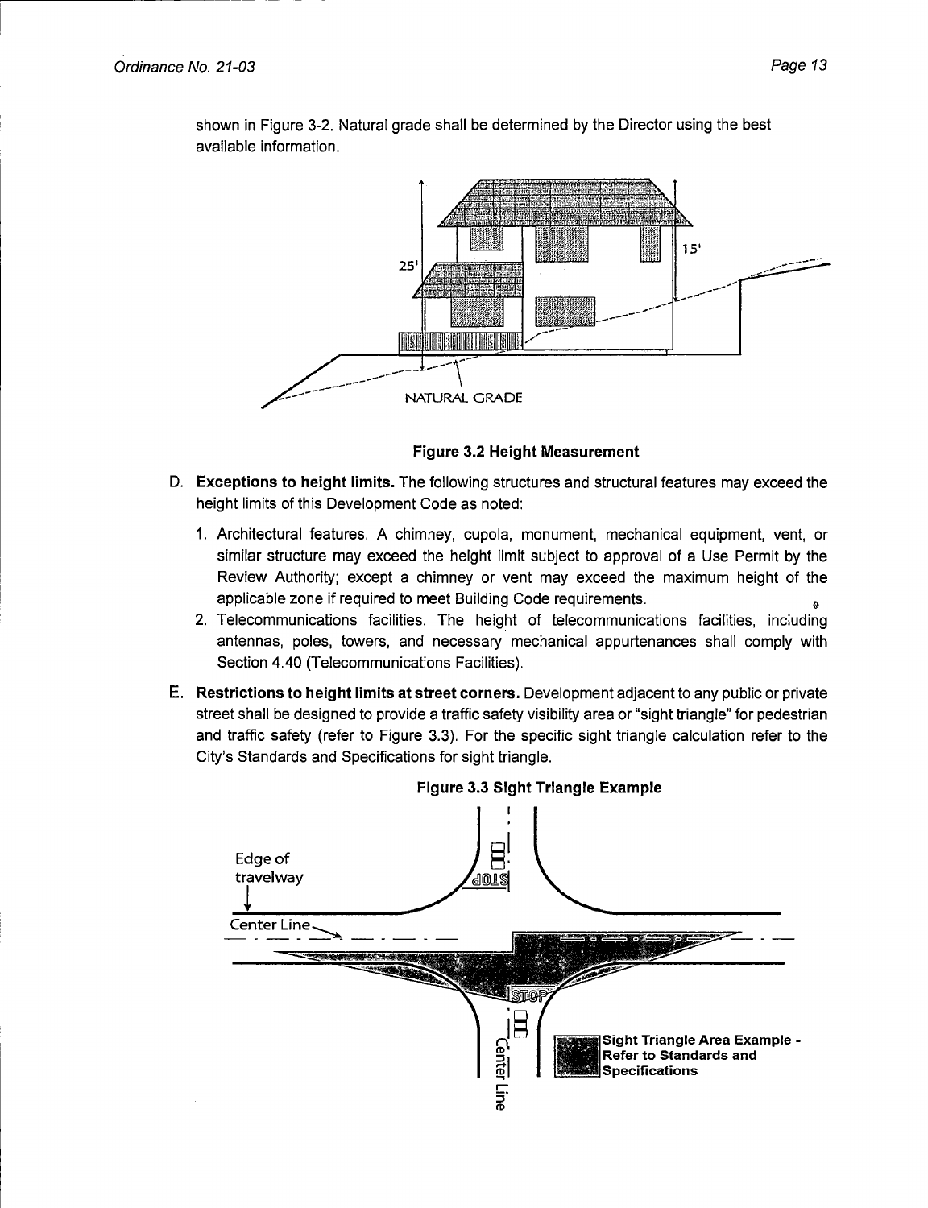shown in Figure 3-2. Natural grade shall be determined by the Director using the best available information.

25'

15'

NATURAL GRADE

**Figure 3.2 Height Measurement**

D. **Exceptions to height limits.** The following structures and structural features may exceed the height limits of this Development Code as noted:

   1. Architectural features. A chimney, cupola, monument, mechanical equipment, vent, or similar structure may exceed the height limit subject to approval of a Use Permit by the Review Authority; except a chimney or vent may exceed the maximum height of the applicable zone if required to meet Building Code requirements.
   2. Telecommunications facilities. The height of telecommunications facilities, including antennas, poles, towers, and necessary mechanical appurtenances shall comply with Section 4.40 (Telecommunications Facilities).

E. **Restrictions to height limits at street corners.** Development adjacent to any public or private street shall be designed to provide a traffic safety visibility area or "sight triangle" for pedestrian and traffic safety (refer to Figure 3.3). For the specific sight triangle calculation refer to the City's Standards and Specifications for sight triangle.

**Figure 3.3 Sight Triangle Example**

Edge of travelway

Center Line

STOP

STOP

Center Line

Sight Triangle Area Example - Refer to Standards and Specifications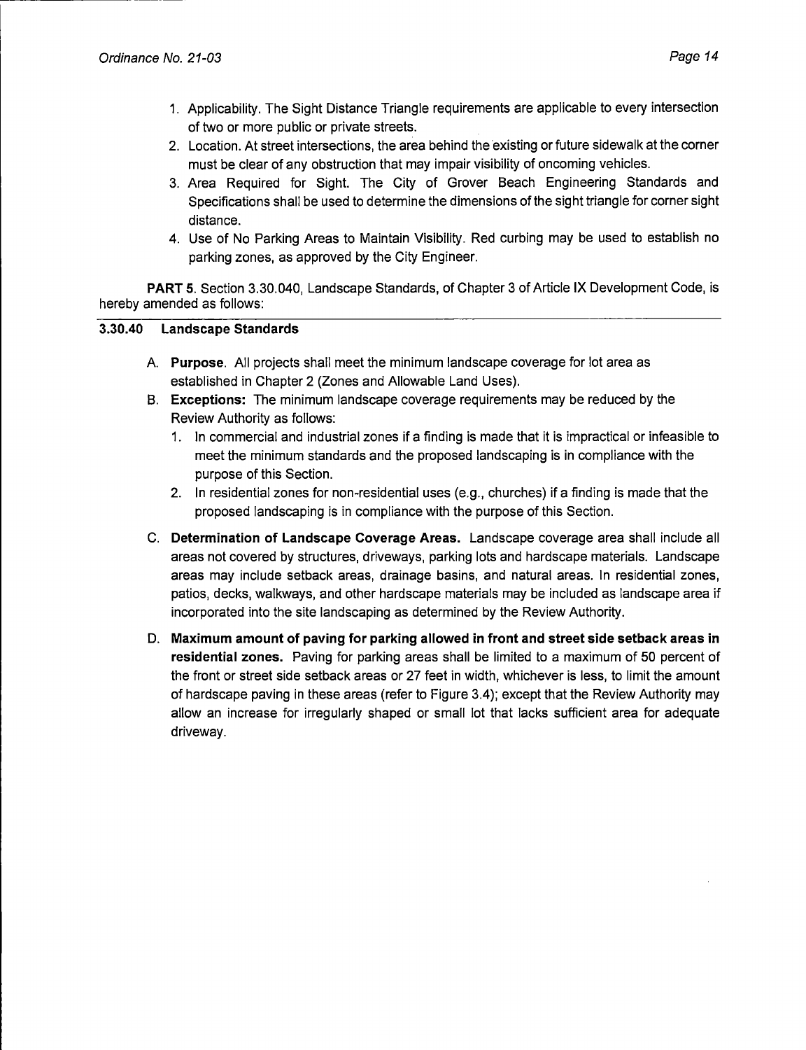1. Applicability. The Sight Distance Triangle requirements are applicable to every intersection of two or more public or private streets.
2. Location. At street intersections, the area behind the existing or future sidewalk at the corner must be clear of any obstruction that may impair visibility of oncoming vehicles.
3. Area Required for Sight. The City of Grover Beach Engineering Standards and Specifications shall be used to determine the dimensions of the sight triangle for corner sight distance.
4. Use of No Parking Areas to Maintain Visibility. Red curbing may be used to establish no parking zones, as approved by the City Engineer.

**PART 5**. Section 3.30.040, Landscape Standards, of Chapter 3 of Article IX Development Code, is hereby amended as follows:

### 3.30.40 Landscape Standards

A. **Purpose**. All projects shall meet the minimum landscape coverage for lot area as established in Chapter 2 (Zones and Allowable Land Uses).

B. **Exceptions:** The minimum landscape coverage requirements may be reduced by the Review Authority as follows:

1. In commercial and industrial zones if a finding is made that it is impractical or infeasible to meet the minimum standards and the proposed landscaping is in compliance with the purpose of this Section.
2. In residential zones for non-residential uses (e.g., churches) if a finding is made that the proposed landscaping is in compliance with the purpose of this Section.

C. **Determination of Landscape Coverage Areas.** Landscape coverage area shall include all areas not covered by structures, driveways, parking lots and hardscape materials. Landscape areas may include setback areas, drainage basins, and natural areas. In residential zones, patios, decks, walkways, and other hardscape materials may be included as landscape area if incorporated into the site landscaping as determined by the Review Authority.

D. **Maximum amount of paving for parking allowed in front and street side setback areas in residential zones.** Paving for parking areas shall be limited to a maximum of 50 percent of the front or street side setback areas or 27 feet in width, whichever is less, to limit the amount of hardscape paving in these areas (refer to Figure 3.4); except that the Review Authority may allow an increase for irregularly shaped or small lot that lacks sufficient area for adequate driveway.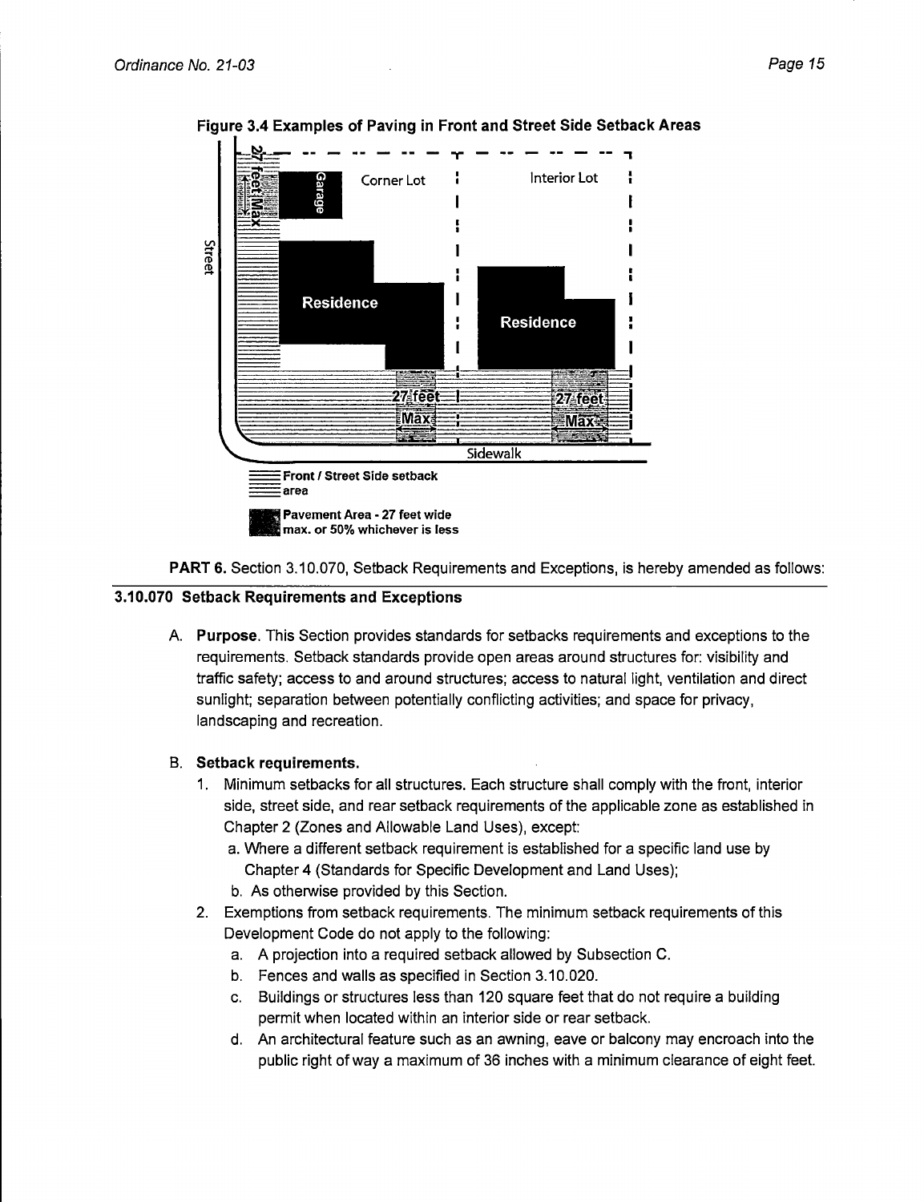**Figure 3.4 Examples of Paving in Front and Street Side Setback Areas**

**PART 6.** Section 3.10.070, Setback Requirements and Exceptions, is hereby amended as follows:

### 3.10.070 Setback Requirements and Exceptions

A. **Purpose.** This Section provides standards for setbacks requirements and exceptions to the requirements. Setback standards provide open areas around structures for: visibility and traffic safety; access to and around structures; access to natural light, ventilation and direct sunlight; separation between potentially conflicting activities; and space for privacy, landscaping and recreation.

B. **Setback requirements.**

1. Minimum setbacks for all structures. Each structure shall comply with the front, interior side, street side, and rear setback requirements of the applicable zone as established in Chapter 2 (Zones and Allowable Land Uses), except:
   a. Where a different setback requirement is established for a specific land use by Chapter 4 (Standards for Specific Development and Land Uses);
   b. As otherwise provided by this Section.
2. Exemptions from setback requirements. The minimum setback requirements of this Development Code do not apply to the following:
   a. A projection into a required setback allowed by Subsection C.
   b. Fences and walls as specified in Section 3.10.020.
   c. Buildings or structures less than 120 square feet that do not require a building permit when located within an interior side or rear setback.
   d. An architectural feature such as an awning, eave or balcony may encroach into the public right of way a maximum of 36 inches with a minimum clearance of eight feet.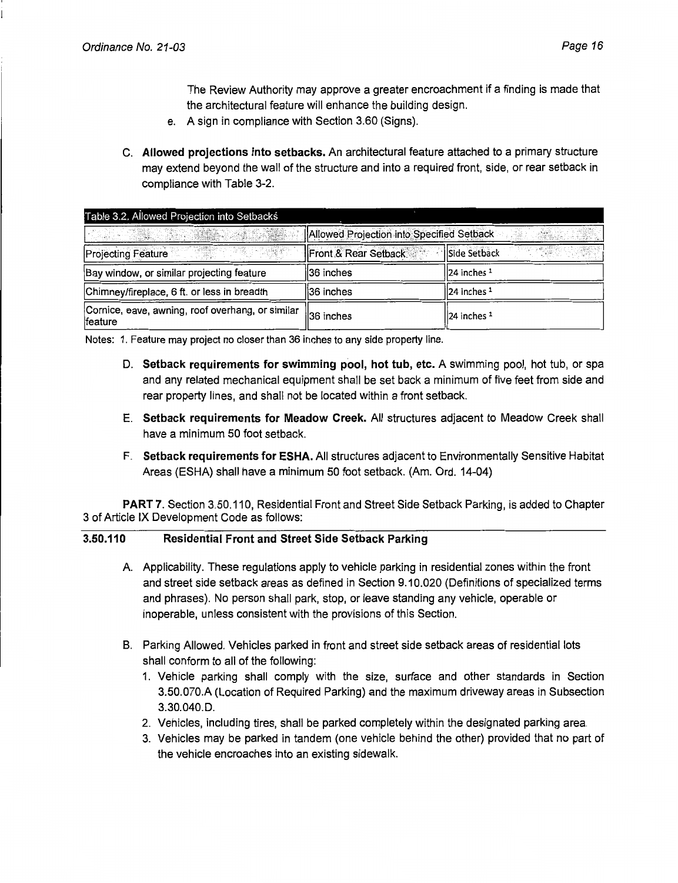The Review Authority may approve a greater encroachment if a finding is made that the architectural feature will enhance the building design.

e. A sign in compliance with Section 3.60 (Signs).

C. **Allowed projections into setbacks.** An architectural feature attached to a primary structure may extend beyond the wall of the structure and into a required front, side, or rear setback in compliance with Table 3-2.

Table 3.2. Allowed Projection into Setbacks

| | Allowed Projection into Specified Setback | |
|---|---|---|
| Projecting Feature | Front & Rear Setback | Side Setback |
| Bay window, or similar projecting feature | 36 inches | 24 inches [1] |
| Chimney/fireplace, 6 ft. or less in breadth | 36 inches | 24 inches [1] |
| Cornice, eave, awning, roof overhang, or similar feature | 36 inches | 24 inches [1] |

Notes: 1. Feature may project no closer than 36 inches to any side property line.

D. **Setback requirements for swimming pool, hot tub, etc.** A swimming pool, hot tub, or spa and any related mechanical equipment shall be set back a minimum of five feet from side and rear property lines, and shall not be located within a front setback.

E. **Setback requirements for Meadow Creek.** All structures adjacent to Meadow Creek shall have a minimum 50 foot setback.

F. **Setback requirements for ESHA.** All structures adjacent to Environmentally Sensitive Habitat Areas (ESHA) shall have a minimum 50 foot setback. (Am. Ord. 14-04)

**PART 7.** Section 3.50.110, Residential Front and Street Side Setback Parking, is added to Chapter 3 of Article IX Development Code as follows:

### 3.50.110 Residential Front and Street Side Setback Parking

A. Applicability. These regulations apply to vehicle parking in residential zones within the front and street side setback areas as defined in Section 9.10.020 (Definitions of specialized terms and phrases). No person shall park, stop, or leave standing any vehicle, operable or inoperable, unless consistent with the provisions of this Section.

B. Parking Allowed. Vehicles parked in front and street side setback areas of residential lots shall conform to all of the following:

1. Vehicle parking shall comply with the size, surface and other standards in Section 3.50.070.A (Location of Required Parking) and the maximum driveway areas in Subsection 3.30.040.D.
2. Vehicles, including tires, shall be parked completely within the designated parking area.
3. Vehicles may be parked in tandem (one vehicle behind the other) provided that no part of the vehicle encroaches into an existing sidewalk.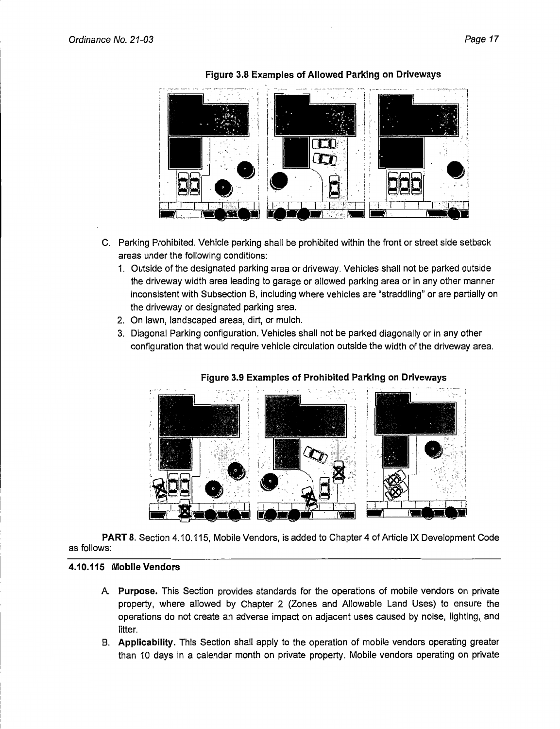**Figure 3.8 Examples of Allowed Parking on Driveways**

C. Parking Prohibited. Vehicle parking shall be prohibited within the front or street side setback areas under the following conditions:

   1. Outside of the designated parking area or driveway. Vehicles shall not be parked outside the driveway width area leading to garage or allowed parking area or in any other manner inconsistent with Subsection B, including where vehicles are "straddling" or are partially on the driveway or designated parking area.
   2. On lawn, landscaped areas, dirt, or mulch.
   3. Diagonal Parking configuration. Vehicles shall not be parked diagonally or in any other configuration that would require vehicle circulation outside the width of the driveway area.

**Figure 3.9 Examples of Prohibited Parking on Driveways**

**PART 8.** Section 4.10.115, Mobile Vendors, is added to Chapter 4 of Article IX Development Code as follows:

### 4.10.115 Mobile Vendors

A. **Purpose.** This Section provides standards for the operations of mobile vendors on private property, where allowed by Chapter 2 (Zones and Allowable Land Uses) to ensure the operations do not create an adverse impact on adjacent uses caused by noise, lighting, and litter.

B. **Applicability.** This Section shall apply to the operation of mobile vendors operating greater than 10 days in a calendar month on private property. Mobile vendors operating on private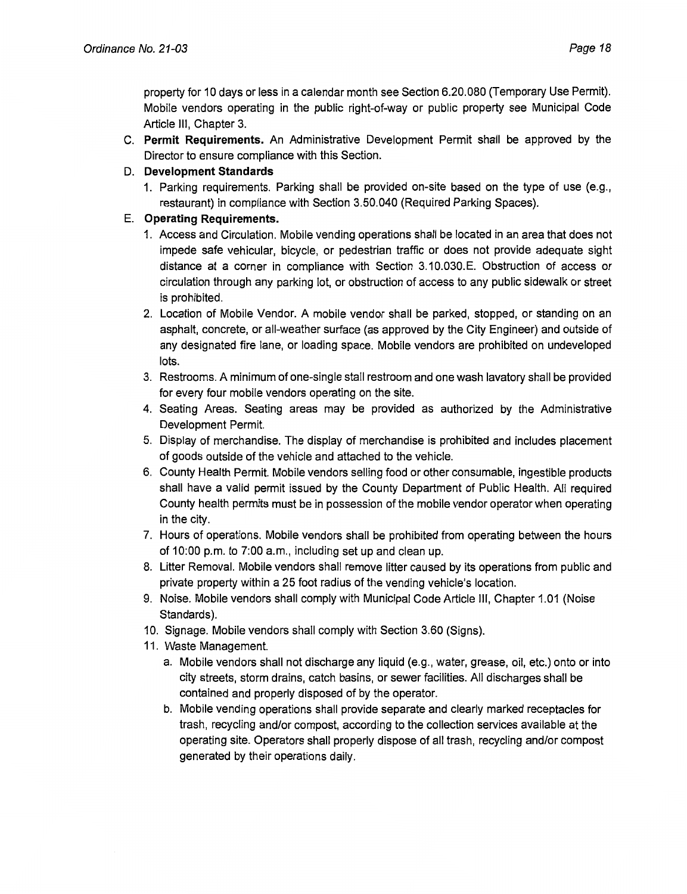property for 10 days or less in a calendar month see Section 6.20.080 (Temporary Use Permit). Mobile vendors operating in the public right-of-way or public property see Municipal Code Article III, Chapter 3.

C. **Permit Requirements.** An Administrative Development Permit shall be approved by the Director to ensure compliance with this Section.

D. **Development Standards**

   1. Parking requirements. Parking shall be provided on-site based on the type of use (e.g., restaurant) in compliance with Section 3.50.040 (Required Parking Spaces).

E. **Operating Requirements.**

   1. Access and Circulation. Mobile vending operations shall be located in an area that does not impede safe vehicular, bicycle, or pedestrian traffic or does not provide adequate sight distance at a corner in compliance with Section 3.10.030.E. Obstruction of access or circulation through any parking lot, or obstruction of access to any public sidewalk or street is prohibited.
   2. Location of Mobile Vendor. A mobile vendor shall be parked, stopped, or standing on an asphalt, concrete, or all-weather surface (as approved by the City Engineer) and outside of any designated fire lane, or loading space. Mobile vendors are prohibited on undeveloped lots.
   3. Restrooms. A minimum of one-single stall restroom and one wash lavatory shall be provided for every four mobile vendors operating on the site.
   4. Seating Areas. Seating areas may be provided as authorized by the Administrative Development Permit.
   5. Display of merchandise. The display of merchandise is prohibited and includes placement of goods outside of the vehicle and attached to the vehicle.
   6. County Health Permit. Mobile vendors selling food or other consumable, ingestible products shall have a valid permit issued by the County Department of Public Health. All required County health permits must be in possession of the mobile vendor operator when operating in the city.
   7. Hours of operations. Mobile vendors shall be prohibited from operating between the hours of 10:00 p.m. to 7:00 a.m., including set up and clean up.
   8. Litter Removal. Mobile vendors shall remove litter caused by its operations from public and private property within a 25 foot radius of the vending vehicle's location.
   9. Noise. Mobile vendors shall comply with Municipal Code Article III, Chapter 1.01 (Noise Standards).
   10. Signage. Mobile vendors shall comply with Section 3.60 (Signs).
   11. Waste Management.
       a. Mobile vendors shall not discharge any liquid (e.g., water, grease, oil, etc.) onto or into city streets, storm drains, catch basins, or sewer facilities. All discharges shall be contained and properly disposed of by the operator.
       b. Mobile vending operations shall provide separate and clearly marked receptacles for trash, recycling and/or compost, according to the collection services available at the operating site. Operators shall properly dispose of all trash, recycling and/or compost generated by their operations daily.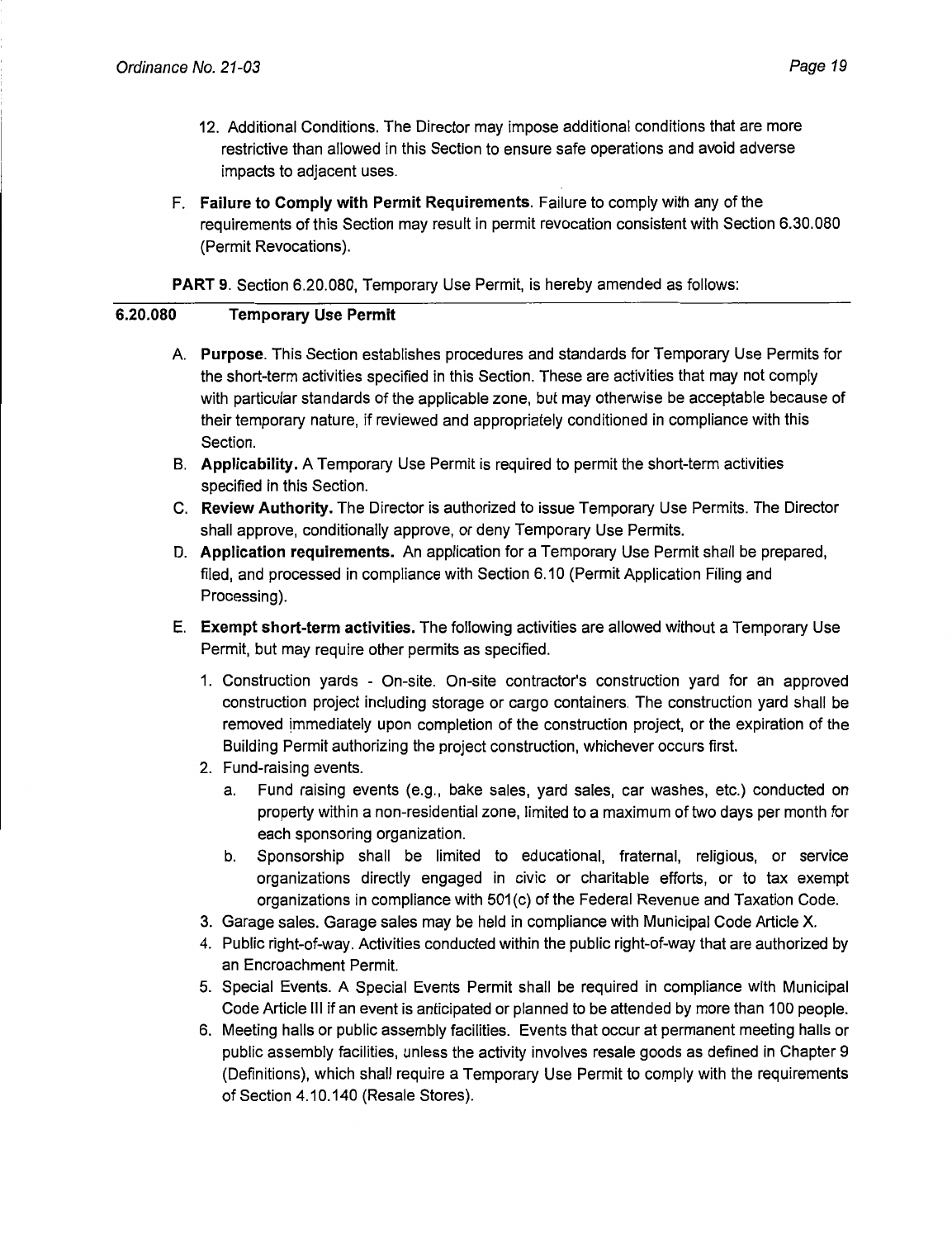12. Additional Conditions. The Director may impose additional conditions that are more restrictive than allowed in this Section to ensure safe operations and avoid adverse impacts to adjacent uses.

F. **Failure to Comply with Permit Requirements**. Failure to comply with any of the requirements of this Section may result in permit revocation consistent with Section 6.30.080 (Permit Revocations).

**PART 9**. Section 6.20.080, Temporary Use Permit, is hereby amended as follows:

**6.20.080 Temporary Use Permit**

A. **Purpose**. This Section establishes procedures and standards for Temporary Use Permits for the short-term activities specified in this Section. These are activities that may not comply with particular standards of the applicable zone, but may otherwise be acceptable because of their temporary nature, if reviewed and appropriately conditioned in compliance with this Section.

B. **Applicability.** A Temporary Use Permit is required to permit the short-term activities specified in this Section.

C. **Review Authority.** The Director is authorized to issue Temporary Use Permits. The Director shall approve, conditionally approve, or deny Temporary Use Permits.

D. **Application requirements.** An application for a Temporary Use Permit shall be prepared, filed, and processed in compliance with Section 6.10 (Permit Application Filing and Processing).

E. **Exempt short-term activities.** The following activities are allowed without a Temporary Use Permit, but may require other permits as specified.

1. Construction yards - On-site. On-site contractor's construction yard for an approved construction project including storage or cargo containers. The construction yard shall be removed immediately upon completion of the construction project, or the expiration of the Building Permit authorizing the project construction, whichever occurs first.
2. Fund-raising events.
   a. Fund raising events (e.g., bake sales, yard sales, car washes, etc.) conducted on property within a non-residential zone, limited to a maximum of two days per month for each sponsoring organization.
   b. Sponsorship shall be limited to educational, fraternal, religious, or service organizations directly engaged in civic or charitable efforts, or to tax exempt organizations in compliance with 501(c) of the Federal Revenue and Taxation Code.
3. Garage sales. Garage sales may be held in compliance with Municipal Code Article X.
4. Public right-of-way. Activities conducted within the public right-of-way that are authorized by an Encroachment Permit.
5. Special Events. A Special Events Permit shall be required in compliance with Municipal Code Article III if an event is anticipated or planned to be attended by more than 100 people.
6. Meeting halls or public assembly facilities. Events that occur at permanent meeting halls or public assembly facilities, unless the activity involves resale goods as defined in Chapter 9 (Definitions), which shall require a Temporary Use Permit to comply with the requirements of Section 4.10.140 (Resale Stores).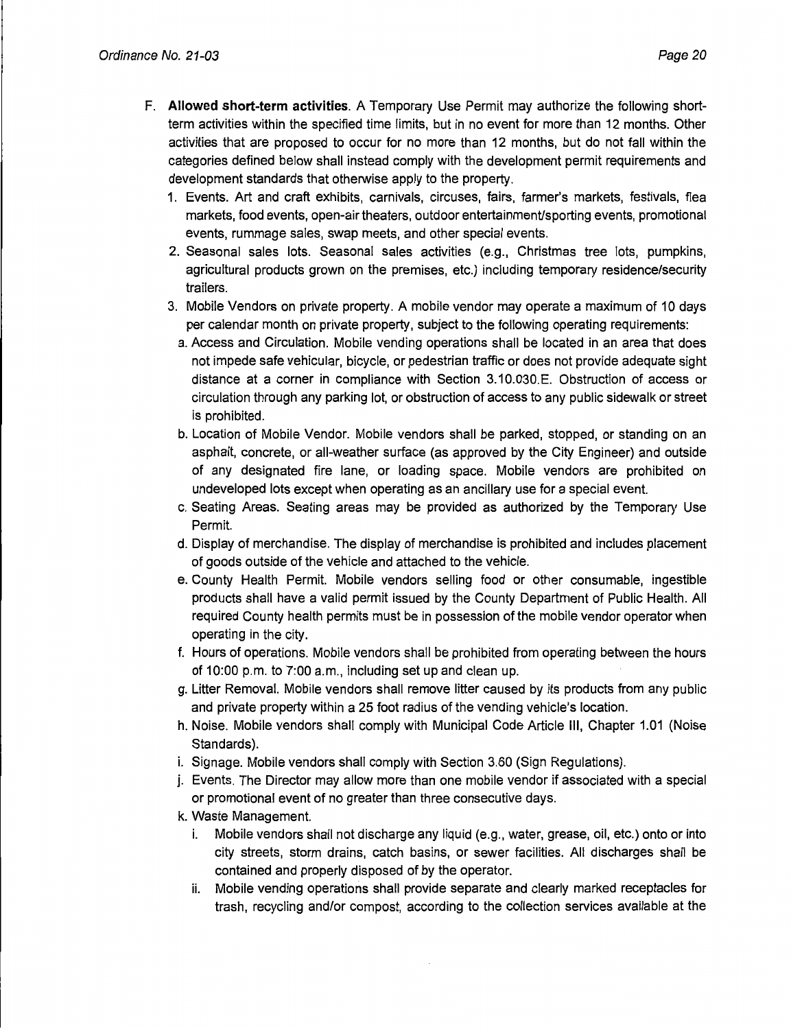F. **Allowed short-term activities**. A Temporary Use Permit may authorize the following short-term activities within the specified time limits, but in no event for more than 12 months. Other activities that are proposed to occur for no more than 12 months, but do not fall within the categories defined below shall instead comply with the development permit requirements and development standards that otherwise apply to the property.

1. Events. Art and craft exhibits, carnivals, circuses, fairs, farmer's markets, festivals, flea markets, food events, open-air theaters, outdoor entertainment/sporting events, promotional events, rummage sales, swap meets, and other special events.
2. Seasonal sales lots. Seasonal sales activities (e.g., Christmas tree lots, pumpkins, agricultural products grown on the premises, etc.) including temporary residence/security trailers.
3. Mobile Vendors on private property. A mobile vendor may operate a maximum of 10 days per calendar month on private property, subject to the following operating requirements:
   a. Access and Circulation. Mobile vending operations shall be located in an area that does not impede safe vehicular, bicycle, or pedestrian traffic or does not provide adequate sight distance at a corner in compliance with Section 3.10.030.E. Obstruction of access or circulation through any parking lot, or obstruction of access to any public sidewalk or street is prohibited.
   b. Location of Mobile Vendor. Mobile vendors shall be parked, stopped, or standing on an asphalt, concrete, or all-weather surface (as approved by the City Engineer) and outside of any designated fire lane, or loading space. Mobile vendors are prohibited on undeveloped lots except when operating as an ancillary use for a special event.
   c. Seating Areas. Seating areas may be provided as authorized by the Temporary Use Permit.
   d. Display of merchandise. The display of merchandise is prohibited and includes placement of goods outside of the vehicle and attached to the vehicle.
   e. County Health Permit. Mobile vendors selling food or other consumable, ingestible products shall have a valid permit issued by the County Department of Public Health. All required County health permits must be in possession of the mobile vendor operator when operating in the city.
   f. Hours of operations. Mobile vendors shall be prohibited from operating between the hours of 10:00 p.m. to 7:00 a.m., including set up and clean up.
   g. Litter Removal. Mobile vendors shall remove litter caused by its products from any public and private property within a 25 foot radius of the vending vehicle's location.
   h. Noise. Mobile vendors shall comply with Municipal Code Article III, Chapter 1.01 (Noise Standards).
   i. Signage. Mobile vendors shall comply with Section 3.60 (Sign Regulations).
   j. Events. The Director may allow more than one mobile vendor if associated with a special or promotional event of no greater than three consecutive days.
   k. Waste Management.
      i. Mobile vendors shall not discharge any liquid (e.g., water, grease, oil, etc.) onto or into city streets, storm drains, catch basins, or sewer facilities. All discharges shall be contained and properly disposed of by the operator.
      ii. Mobile vending operations shall provide separate and clearly marked receptacles for trash, recycling and/or compost, according to the collection services available at the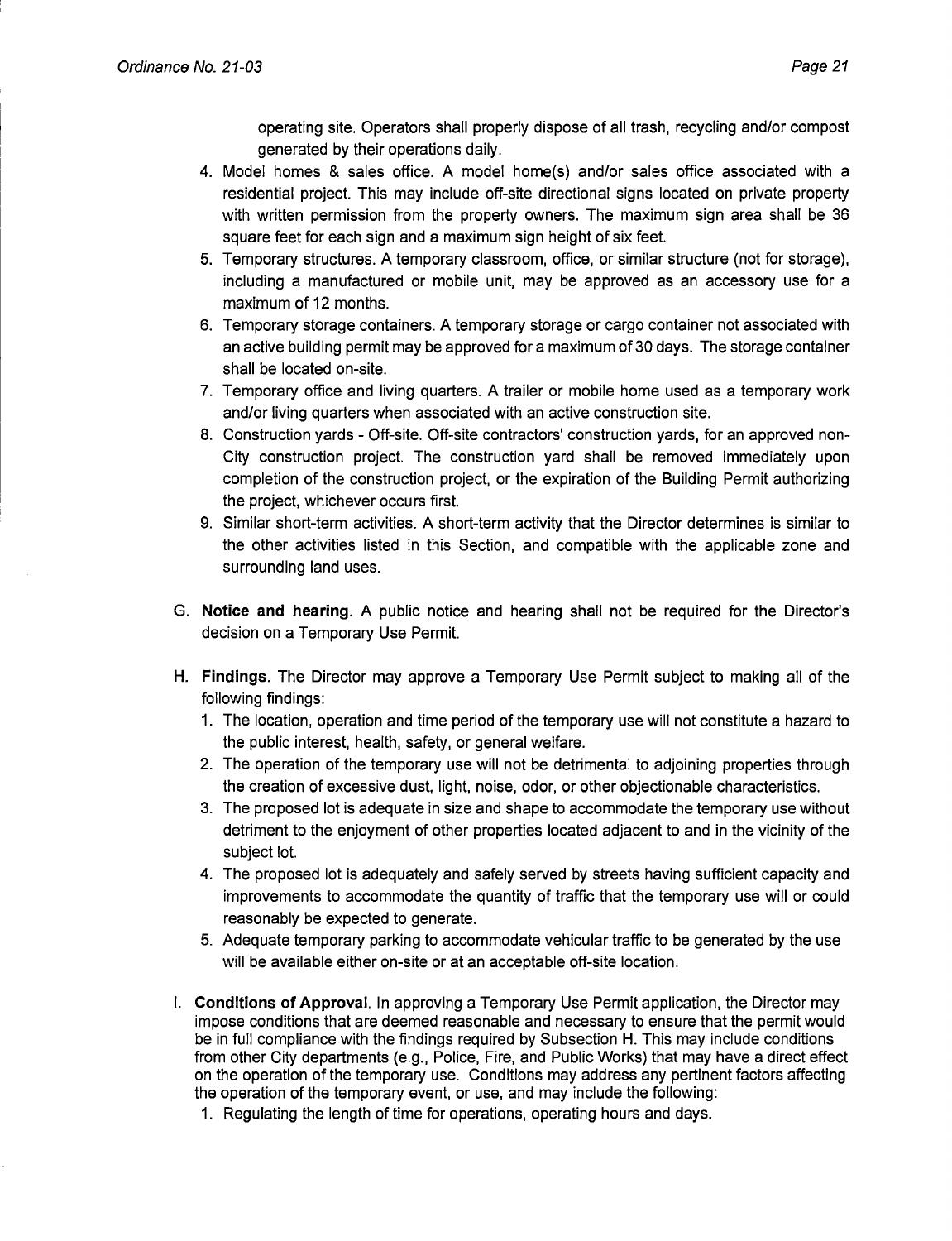operating site. Operators shall properly dispose of all trash, recycling and/or compost generated by their operations daily.

4. Model homes & sales office. A model home(s) and/or sales office associated with a residential project. This may include off-site directional signs located on private property with written permission from the property owners. The maximum sign area shall be 36 square feet for each sign and a maximum sign height of six feet.
5. Temporary structures. A temporary classroom, office, or similar structure (not for storage), including a manufactured or mobile unit, may be approved as an accessory use for a maximum of 12 months.
6. Temporary storage containers. A temporary storage or cargo container not associated with an active building permit may be approved for a maximum of 30 days. The storage container shall be located on-site.
7. Temporary office and living quarters. A trailer or mobile home used as a temporary work and/or living quarters when associated with an active construction site.
8. Construction yards - Off-site. Off-site contractors' construction yards, for an approved non-City construction project. The construction yard shall be removed immediately upon completion of the construction project, or the expiration of the Building Permit authorizing the project, whichever occurs first.
9. Similar short-term activities. A short-term activity that the Director determines is similar to the other activities listed in this Section, and compatible with the applicable zone and surrounding land uses.

G. **Notice and hearing**. A public notice and hearing shall not be required for the Director's decision on a Temporary Use Permit.

H. **Findings**. The Director may approve a Temporary Use Permit subject to making all of the following findings:

1. The location, operation and time period of the temporary use will not constitute a hazard to the public interest, health, safety, or general welfare.
2. The operation of the temporary use will not be detrimental to adjoining properties through the creation of excessive dust, light, noise, odor, or other objectionable characteristics.
3. The proposed lot is adequate in size and shape to accommodate the temporary use without detriment to the enjoyment of other properties located adjacent to and in the vicinity of the subject lot.
4. The proposed lot is adequately and safely served by streets having sufficient capacity and improvements to accommodate the quantity of traffic that the temporary use will or could reasonably be expected to generate.
5. Adequate temporary parking to accommodate vehicular traffic to be generated by the use will be available either on-site or at an acceptable off-site location.

I. **Conditions of Approval**. In approving a Temporary Use Permit application, the Director may impose conditions that are deemed reasonable and necessary to ensure that the permit would be in full compliance with the findings required by Subsection H. This may include conditions from other City departments (e.g., Police, Fire, and Public Works) that may have a direct effect on the operation of the temporary use. Conditions may address any pertinent factors affecting the operation of the temporary event, or use, and may include the following:

1. Regulating the length of time for operations, operating hours and days.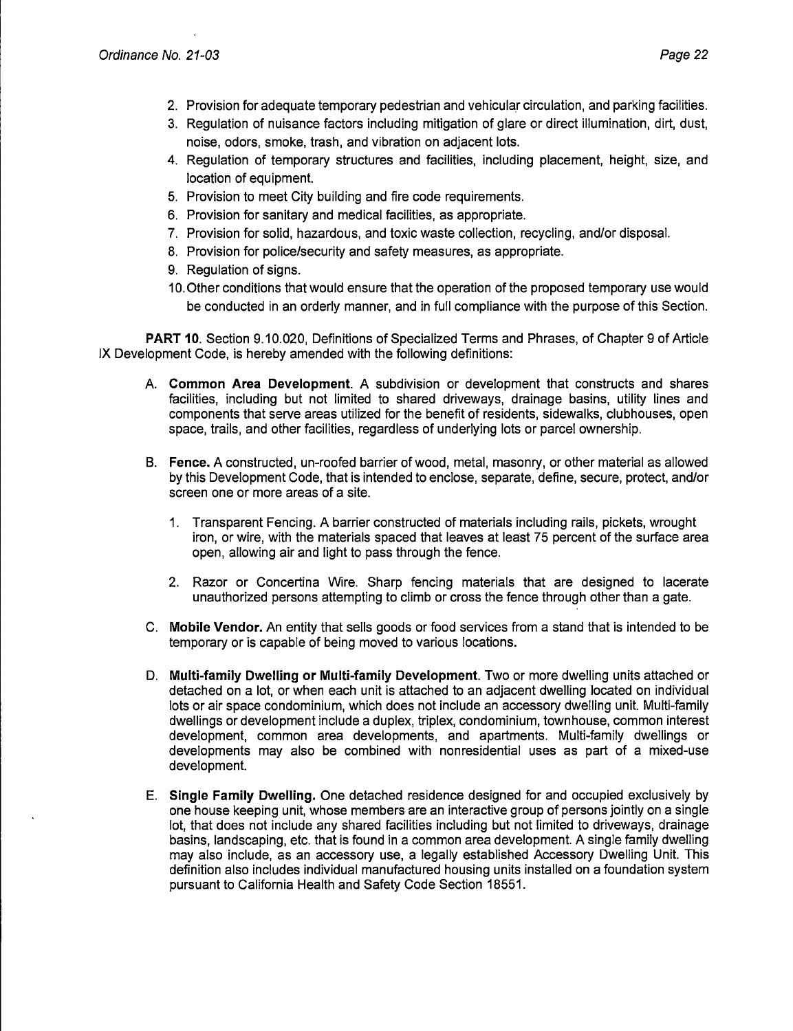2. Provision for adequate temporary pedestrian and vehicular circulation, and parking facilities.
3. Regulation of nuisance factors including mitigation of glare or direct illumination, dirt, dust, noise, odors, smoke, trash, and vibration on adjacent lots.
4. Regulation of temporary structures and facilities, including placement, height, size, and location of equipment.
5. Provision to meet City building and fire code requirements.
6. Provision for sanitary and medical facilities, as appropriate.
7. Provision for solid, hazardous, and toxic waste collection, recycling, and/or disposal.
8. Provision for police/security and safety measures, as appropriate.
9. Regulation of signs.
10. Other conditions that would ensure that the operation of the proposed temporary use would be conducted in an orderly manner, and in full compliance with the purpose of this Section.

**PART 10**. Section 9.10.020, Definitions of Specialized Terms and Phrases, of Chapter 9 of Article IX Development Code, is hereby amended with the following definitions:

A. **Common Area Development**. A subdivision or development that constructs and shares facilities, including but not limited to shared driveways, drainage basins, utility lines and components that serve areas utilized for the benefit of residents, sidewalks, clubhouses, open space, trails, and other facilities, regardless of underlying lots or parcel ownership.

B. **Fence.** A constructed, un-roofed barrier of wood, metal, masonry, or other material as allowed by this Development Code, that is intended to enclose, separate, define, secure, protect, and/or screen one or more areas of a site.

   1. Transparent Fencing. A barrier constructed of materials including rails, pickets, wrought iron, or wire, with the materials spaced that leaves at least 75 percent of the surface area open, allowing air and light to pass through the fence.

   2. Razor or Concertina Wire. Sharp fencing materials that are designed to lacerate unauthorized persons attempting to climb or cross the fence through other than a gate.

C. **Mobile Vendor.** An entity that sells goods or food services from a stand that is intended to be temporary or is capable of being moved to various locations.

D. **Multi-family Dwelling or Multi-family Development**. Two or more dwelling units attached or detached on a lot, or when each unit is attached to an adjacent dwelling located on individual lots or air space condominium, which does not include an accessory dwelling unit. Multi-family dwellings or development include a duplex, triplex, condominium, townhouse, common interest development, common area developments, and apartments. Multi-family dwellings or developments may also be combined with nonresidential uses as part of a mixed-use development.

E. **Single Family Dwelling.** One detached residence designed for and occupied exclusively by one house keeping unit, whose members are an interactive group of persons jointly on a single lot, that does not include any shared facilities including but not limited to driveways, drainage basins, landscaping, etc. that is found in a common area development. A single family dwelling may also include, as an accessory use, a legally established Accessory Dwelling Unit. This definition also includes individual manufactured housing units installed on a foundation system pursuant to California Health and Safety Code Section 18551.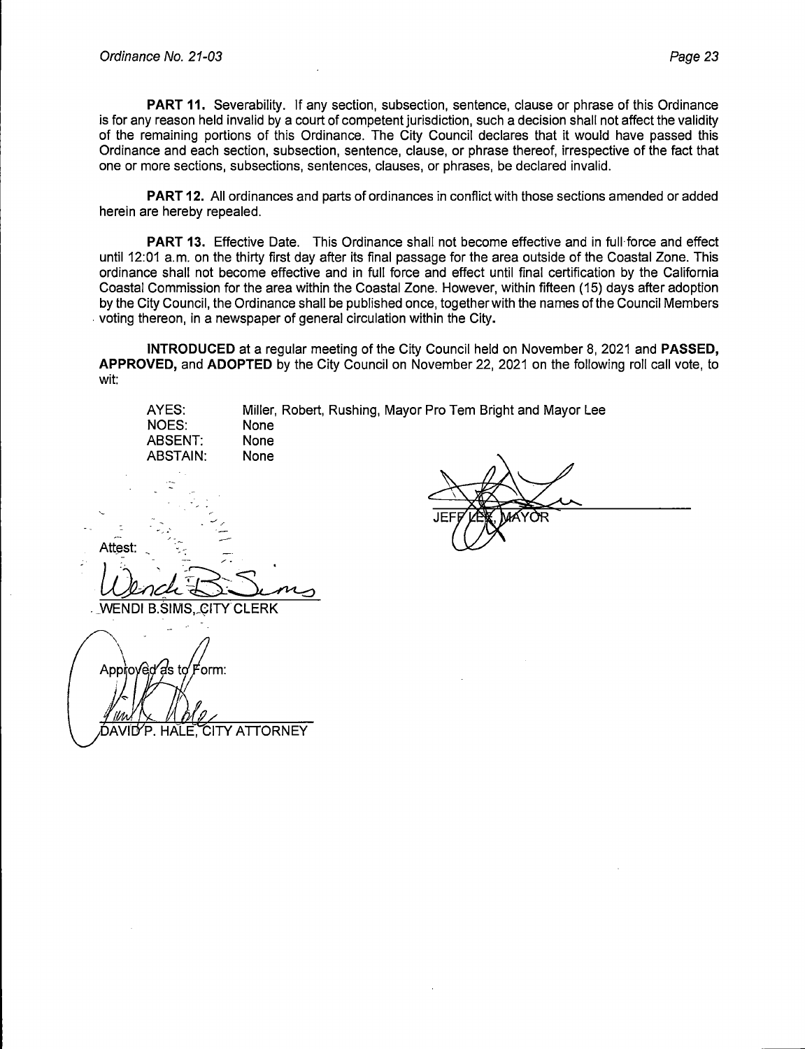**PART 11.** Severability. If any section, subsection, sentence, clause or phrase of this Ordinance is for any reason held invalid by a court of competent jurisdiction, such a decision shall not affect the validity of the remaining portions of this Ordinance. The City Council declares that it would have passed this Ordinance and each section, subsection, sentence, clause, or phrase thereof, irrespective of the fact that one or more sections, subsections, sentences, clauses, or phrases, be declared invalid.

**PART 12.** All ordinances and parts of ordinances in conflict with those sections amended or added herein are hereby repealed.

**PART 13.** Effective Date. This Ordinance shall not become effective and in full force and effect until 12:01 a.m. on the thirty first day after its final passage for the area outside of the Coastal Zone. This ordinance shall not become effective and in full force and effect until final certification by the California Coastal Commission for the area within the Coastal Zone. However, within fifteen (15) days after adoption by the City Council, the Ordinance shall be published once, together with the names of the Council Members voting thereon, in a newspaper of general circulation within the City.

**INTRODUCED** at a regular meeting of the City Council held on November 8, 2021 and **PASSED, APPROVED,** and **ADOPTED** by the City Council on November 22, 2021 on the following roll call vote, to wit:

| | |
|---|---|
| AYES: | Miller, Robert, Rushing, Mayor Pro Tem Bright and Mayor Lee |
| NOES: | None |
| ABSENT: | None |
| ABSTAIN: | None |

JEFF LEE, MAYOR

Attest:

WENDI B.SIMS, CITY CLERK

Approved as to Form:

DAVID P. HALE, CITY ATTORNEY